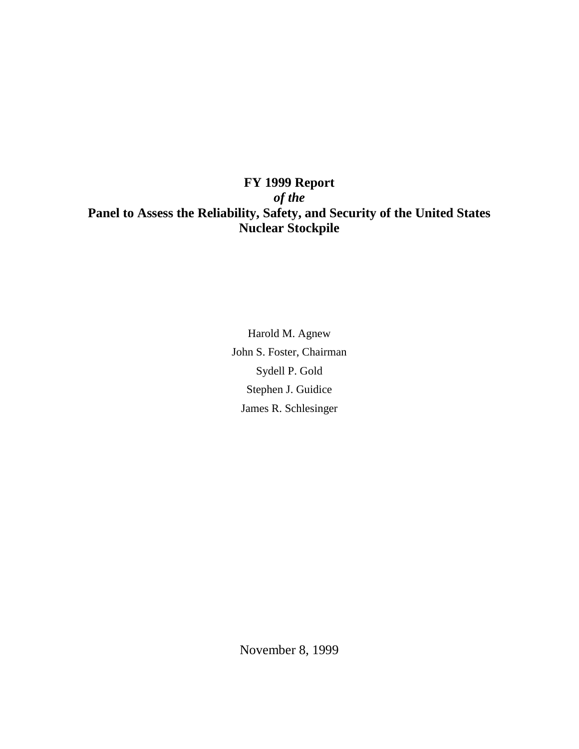# FY 1999 Report
*of the*
# Panel to Assess the Reliability, Safety, and Security of the United States Nuclear Stockpile

Harold M. Agnew

John S. Foster, Chairman

Sydell P. Gold

Stephen J. Guidice

James R. Schlesinger

November 8, 1999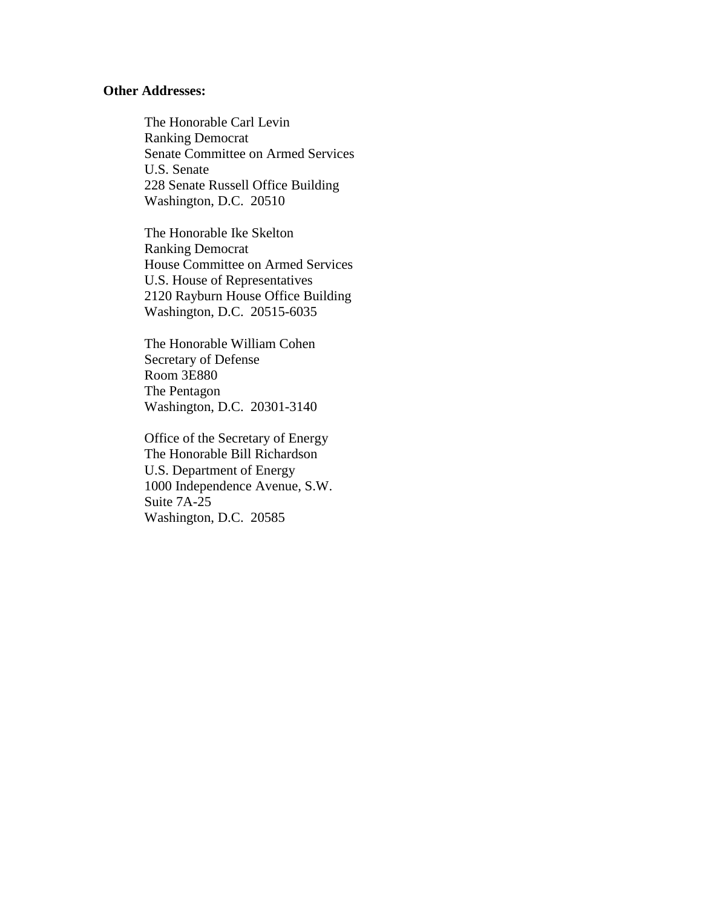**Other Addresses:**

The Honorable Carl Levin  
Ranking Democrat  
Senate Committee on Armed Services  
U.S. Senate  
228 Senate Russell Office Building  
Washington, D.C. 20510

The Honorable Ike Skelton  
Ranking Democrat  
House Committee on Armed Services  
U.S. House of Representatives  
2120 Rayburn House Office Building  
Washington, D.C. 20515-6035

The Honorable William Cohen  
Secretary of Defense  
Room 3E880  
The Pentagon  
Washington, D.C. 20301-3140

Office of the Secretary of Energy  
The Honorable Bill Richardson  
U.S. Department of Energy  
1000 Independence Avenue, S.W.  
Suite 7A-25  
Washington, D.C. 20585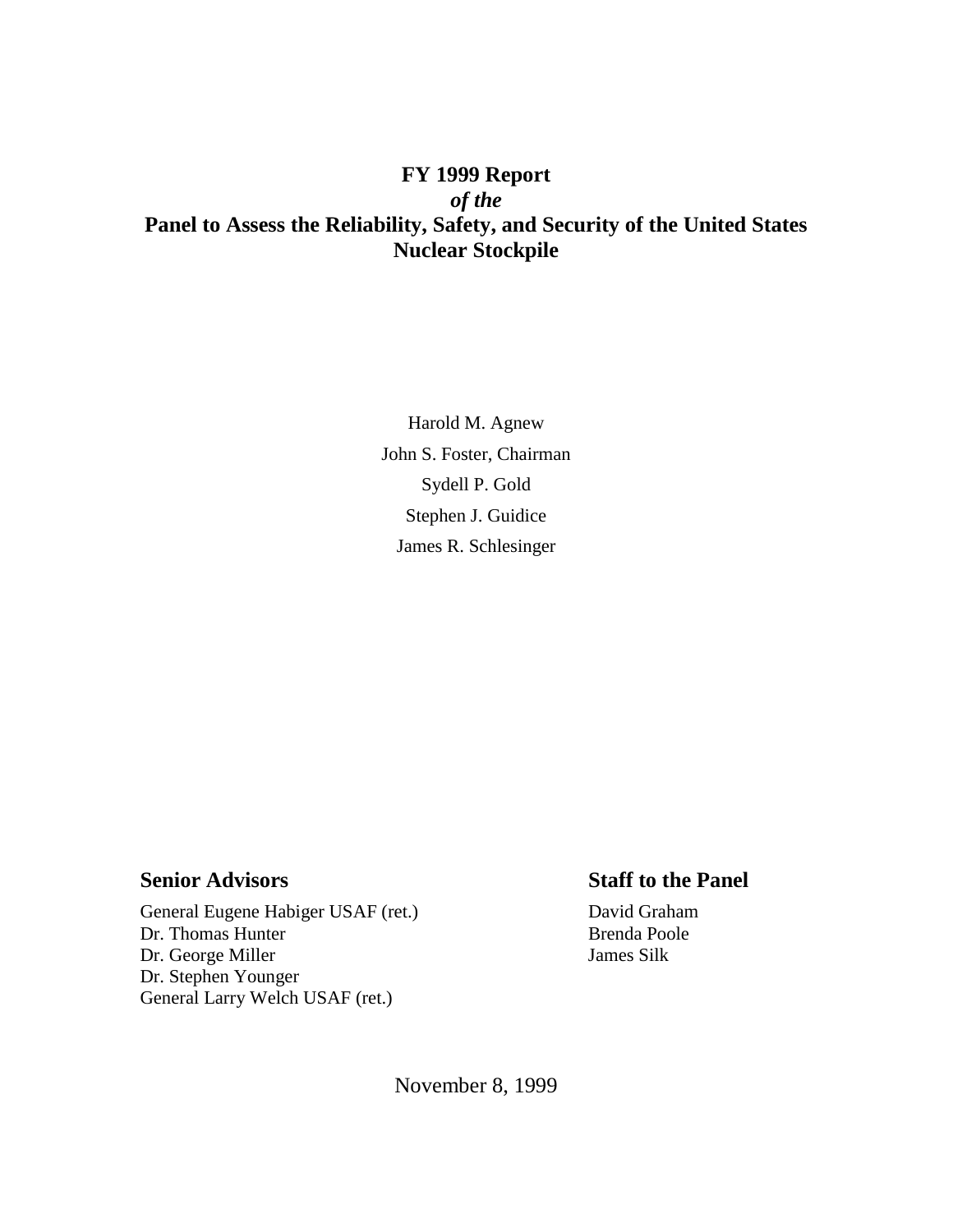# FY 1999 Report

*of the*

# Panel to Assess the Reliability, Safety, and Security of the United States Nuclear Stockpile

Harold M. Agnew

John S. Foster, Chairman

Sydell P. Gold

Stephen J. Guidice

James R. Schlesinger

## Senior Advisors

General Eugene Habiger USAF (ret.)
Dr. Thomas Hunter
Dr. George Miller
Dr. Stephen Younger
General Larry Welch USAF (ret.)

## Staff to the Panel

David Graham
Brenda Poole
James Silk

November 8, 1999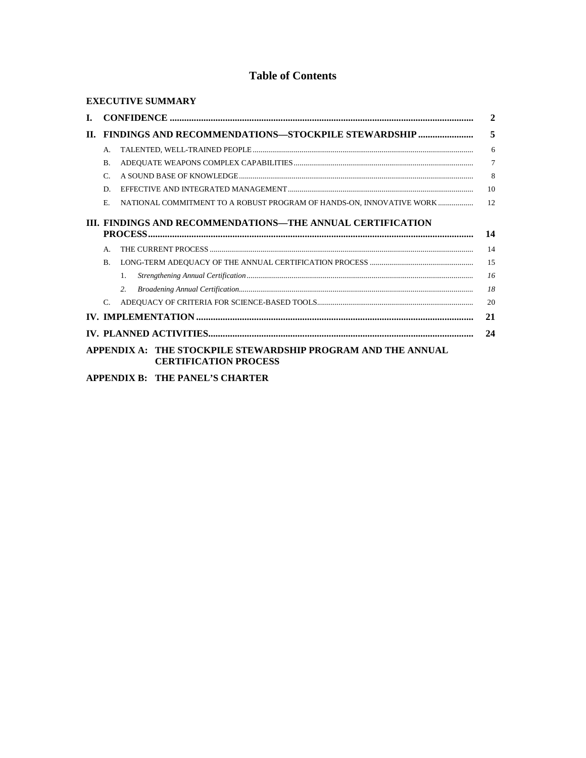# Table of Contents

**EXECUTIVE SUMMARY**

| | | |
|---|---|---|
| **I.** | **CONFIDENCE** | **2** |
| **II.** | **FINDINGS AND RECOMMENDATIONS—STOCKPILE STEWARDSHIP** | **5** |
| | A. TALENTED, WELL-TRAINED PEOPLE | 6 |
| | B. ADEQUATE WEAPONS COMPLEX CAPABILITIES | 7 |
| | C. A SOUND BASE OF KNOWLEDGE | 8 |
| | D. EFFECTIVE AND INTEGRATED MANAGEMENT | 10 |
| | E. NATIONAL COMMITMENT TO A ROBUST PROGRAM OF HANDS-ON, INNOVATIVE WORK | 12 |
| **III.** | **FINDINGS AND RECOMMENDATIONS—THE ANNUAL CERTIFICATION PROCESS** | **14** |
| | A. THE CURRENT PROCESS | 14 |
| | B. LONG-TERM ADEQUACY OF THE ANNUAL CERTIFICATION PROCESS | 15 |
| | 1. *Strengthening Annual Certification* | *16* |
| | 2. *Broadening Annual Certification* | *18* |
| | C. ADEQUACY OF CRITERIA FOR SCIENCE-BASED TOOLS | 20 |
| **IV.** | **IMPLEMENTATION** | **21** |
| **IV.** | **PLANNED ACTIVITIES** | **24** |

**APPENDIX A: THE STOCKPILE STEWARDSHIP PROGRAM AND THE ANNUAL CERTIFICATION PROCESS**

**APPENDIX B: THE PANEL'S CHARTER**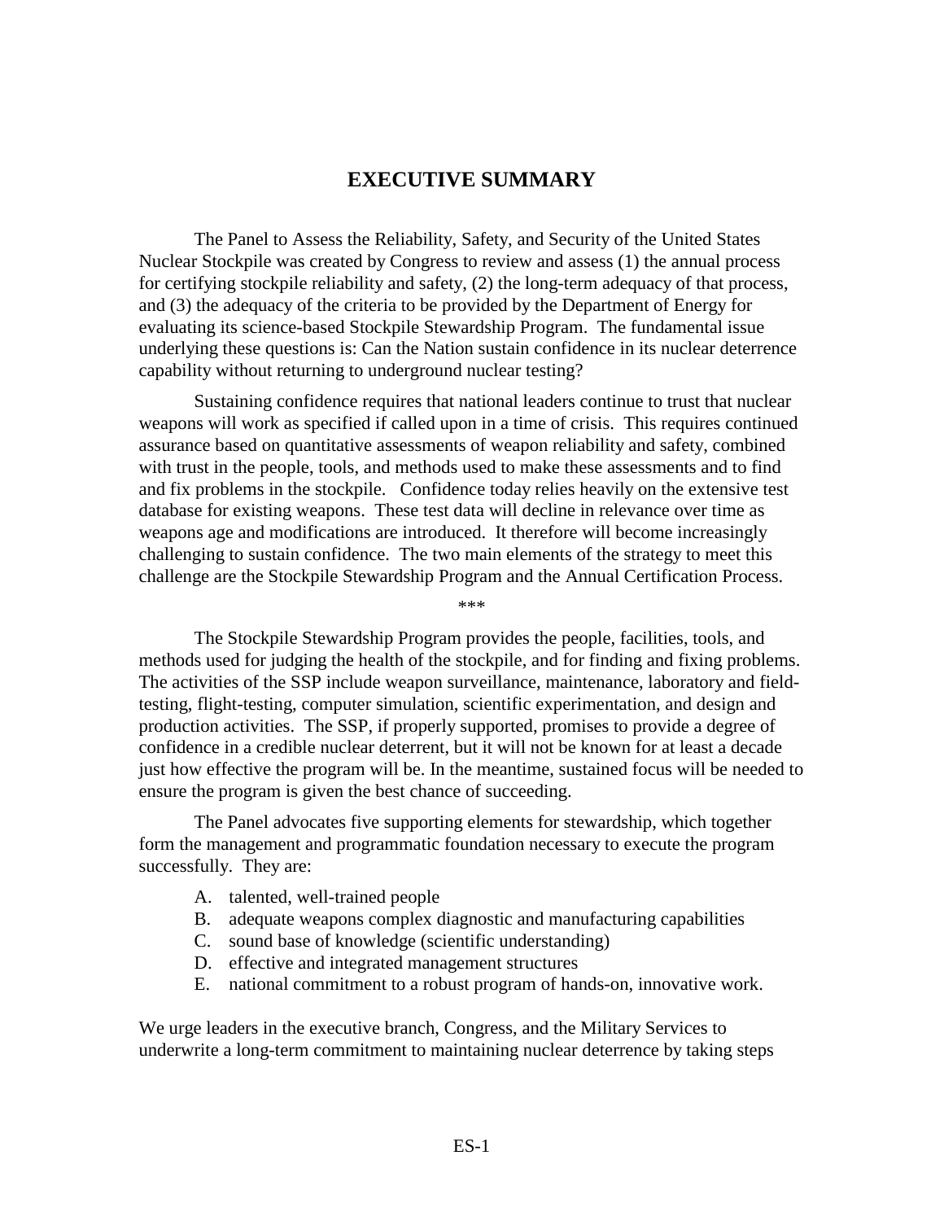# EXECUTIVE SUMMARY

The Panel to Assess the Reliability, Safety, and Security of the United States Nuclear Stockpile was created by Congress to review and assess (1) the annual process for certifying stockpile reliability and safety, (2) the long-term adequacy of that process, and (3) the adequacy of the criteria to be provided by the Department of Energy for evaluating its science-based Stockpile Stewardship Program. The fundamental issue underlying these questions is: Can the Nation sustain confidence in its nuclear deterrence capability without returning to underground nuclear testing?

Sustaining confidence requires that national leaders continue to trust that nuclear weapons will work as specified if called upon in a time of crisis. This requires continued assurance based on quantitative assessments of weapon reliability and safety, combined with trust in the people, tools, and methods used to make these assessments and to find and fix problems in the stockpile. Confidence today relies heavily on the extensive test database for existing weapons. These test data will decline in relevance over time as weapons age and modifications are introduced. It therefore will become increasingly challenging to sustain confidence. The two main elements of the strategy to meet this challenge are the Stockpile Stewardship Program and the Annual Certification Process.

\*\*\*

The Stockpile Stewardship Program provides the people, facilities, tools, and methods used for judging the health of the stockpile, and for finding and fixing problems. The activities of the SSP include weapon surveillance, maintenance, laboratory and field-testing, flight-testing, computer simulation, scientific experimentation, and design and production activities. The SSP, if properly supported, promises to provide a degree of confidence in a credible nuclear deterrent, but it will not be known for at least a decade just how effective the program will be. In the meantime, sustained focus will be needed to ensure the program is given the best chance of succeeding.

The Panel advocates five supporting elements for stewardship, which together form the management and programmatic foundation necessary to execute the program successfully. They are:

A. talented, well-trained people
B. adequate weapons complex diagnostic and manufacturing capabilities
C. sound base of knowledge (scientific understanding)
D. effective and integrated management structures
E. national commitment to a robust program of hands-on, innovative work.

We urge leaders in the executive branch, Congress, and the Military Services to underwrite a long-term commitment to maintaining nuclear deterrence by taking steps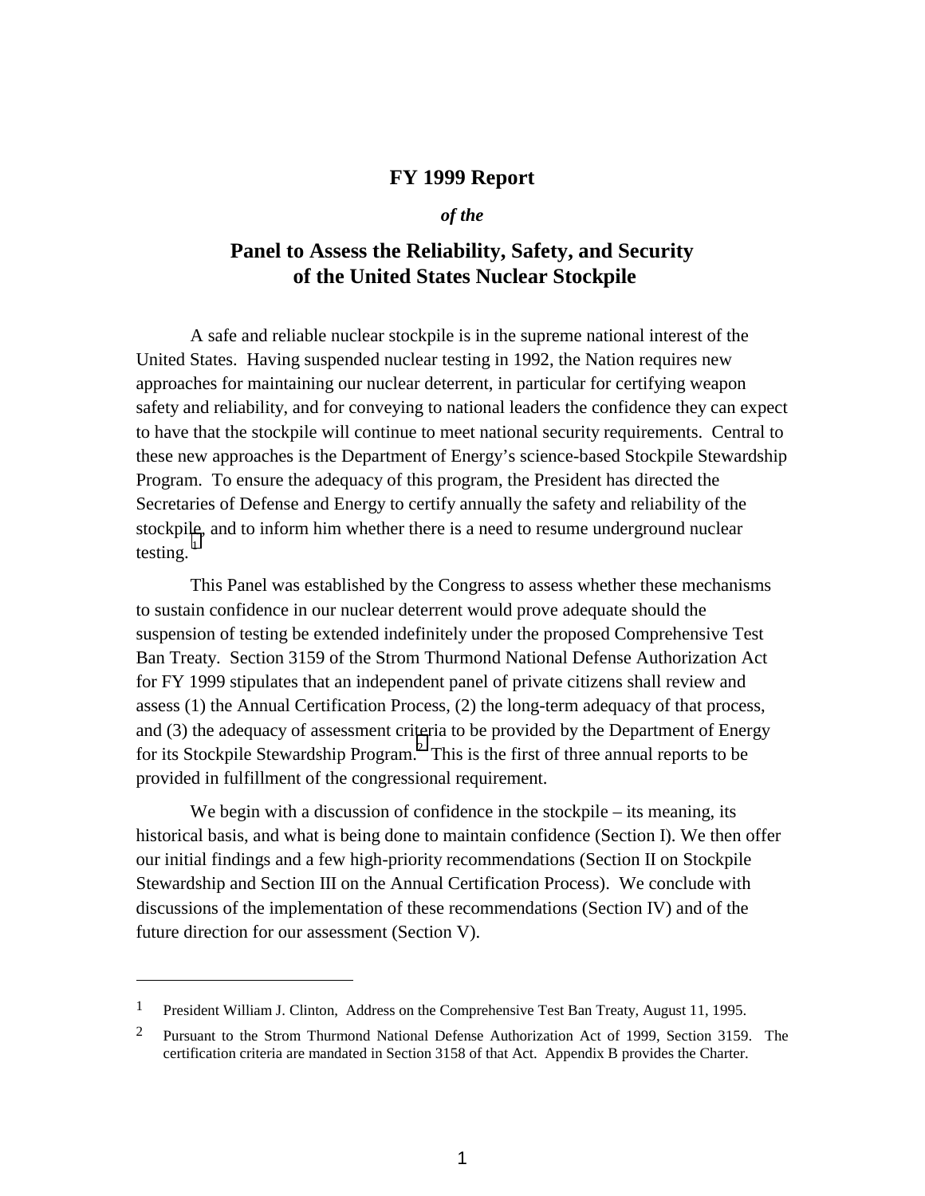# FY 1999 Report

***of the***

## Panel to Assess the Reliability, Safety, and Security of the United States Nuclear Stockpile

A safe and reliable nuclear stockpile is in the supreme national interest of the United States. Having suspended nuclear testing in 1992, the Nation requires new approaches for maintaining our nuclear deterrent, in particular for certifying weapon safety and reliability, and for conveying to national leaders the confidence they can expect to have that the stockpile will continue to meet national security requirements. Central to these new approaches is the Department of Energy's science-based Stockpile Stewardship Program. To ensure the adequacy of this program, the President has directed the Secretaries of Defense and Energy to certify annually the safety and reliability of the stockpile, and to inform him whether there is a need to resume underground nuclear testing.[1]

This Panel was established by the Congress to assess whether these mechanisms to sustain confidence in our nuclear deterrent would prove adequate should the suspension of testing be extended indefinitely under the proposed Comprehensive Test Ban Treaty. Section 3159 of the Strom Thurmond National Defense Authorization Act for FY 1999 stipulates that an independent panel of private citizens shall review and assess (1) the Annual Certification Process, (2) the long-term adequacy of that process, and (3) the adequacy of assessment criteria to be provided by the Department of Energy for its Stockpile Stewardship Program.[2] This is the first of three annual reports to be provided in fulfillment of the congressional requirement.

We begin with a discussion of confidence in the stockpile – its meaning, its historical basis, and what is being done to maintain confidence (Section I). We then offer our initial findings and a few high-priority recommendations (Section II on Stockpile Stewardship and Section III on the Annual Certification Process). We conclude with discussions of the implementation of these recommendations (Section IV) and of the future direction for our assessment (Section V).

---

[1] President William J. Clinton, Address on the Comprehensive Test Ban Treaty, August 11, 1995.

[2] Pursuant to the Strom Thurmond National Defense Authorization Act of 1999, Section 3159. The certification criteria are mandated in Section 3158 of that Act. Appendix B provides the Charter.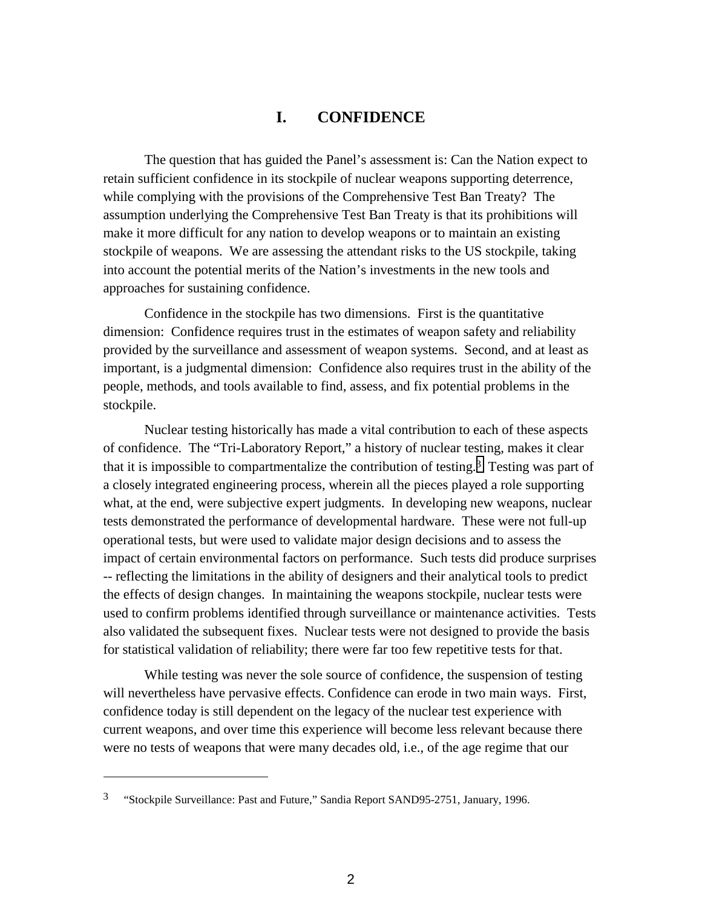# I. CONFIDENCE

The question that has guided the Panel's assessment is: Can the Nation expect to retain sufficient confidence in its stockpile of nuclear weapons supporting deterrence, while complying with the provisions of the Comprehensive Test Ban Treaty? The assumption underlying the Comprehensive Test Ban Treaty is that its prohibitions will make it more difficult for any nation to develop weapons or to maintain an existing stockpile of weapons. We are assessing the attendant risks to the US stockpile, taking into account the potential merits of the Nation's investments in the new tools and approaches for sustaining confidence.

Confidence in the stockpile has two dimensions. First is the quantitative dimension: Confidence requires trust in the estimates of weapon safety and reliability provided by the surveillance and assessment of weapon systems. Second, and at least as important, is a judgmental dimension: Confidence also requires trust in the ability of the people, methods, and tools available to find, assess, and fix potential problems in the stockpile.

Nuclear testing historically has made a vital contribution to each of these aspects of confidence. The "Tri-Laboratory Report," a history of nuclear testing, makes it clear that it is impossible to compartmentalize the contribution of testing.[3] Testing was part of a closely integrated engineering process, wherein all the pieces played a role supporting what, at the end, were subjective expert judgments. In developing new weapons, nuclear tests demonstrated the performance of developmental hardware. These were not full-up operational tests, but were used to validate major design decisions and to assess the impact of certain environmental factors on performance. Such tests did produce surprises -- reflecting the limitations in the ability of designers and their analytical tools to predict the effects of design changes. In maintaining the weapons stockpile, nuclear tests were used to confirm problems identified through surveillance or maintenance activities. Tests also validated the subsequent fixes. Nuclear tests were not designed to provide the basis for statistical validation of reliability; there were far too few repetitive tests for that.

While testing was never the sole source of confidence, the suspension of testing will nevertheless have pervasive effects. Confidence can erode in two main ways. First, confidence today is still dependent on the legacy of the nuclear test experience with current weapons, and over time this experience will become less relevant because there were no tests of weapons that were many decades old, i.e., of the age regime that our

---

[3] "Stockpile Surveillance: Past and Future," Sandia Report SAND95-2751, January, 1996.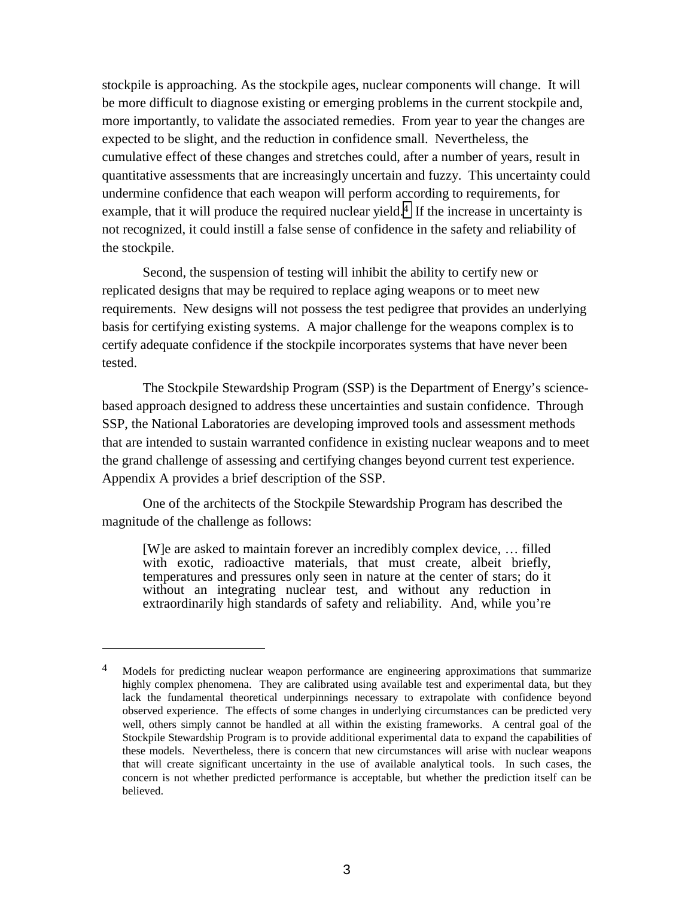stockpile is approaching. As the stockpile ages, nuclear components will change. It will be more difficult to diagnose existing or emerging problems in the current stockpile and, more importantly, to validate the associated remedies. From year to year the changes are expected to be slight, and the reduction in confidence small. Nevertheless, the cumulative effect of these changes and stretches could, after a number of years, result in quantitative assessments that are increasingly uncertain and fuzzy. This uncertainty could undermine confidence that each weapon will perform according to requirements, for example, that it will produce the required nuclear yield.[4] If the increase in uncertainty is not recognized, it could instill a false sense of confidence in the safety and reliability of the stockpile.

Second, the suspension of testing will inhibit the ability to certify new or replicated designs that may be required to replace aging weapons or to meet new requirements. New designs will not possess the test pedigree that provides an underlying basis for certifying existing systems. A major challenge for the weapons complex is to certify adequate confidence if the stockpile incorporates systems that have never been tested.

The Stockpile Stewardship Program (SSP) is the Department of Energy's science-based approach designed to address these uncertainties and sustain confidence. Through SSP, the National Laboratories are developing improved tools and assessment methods that are intended to sustain warranted confidence in existing nuclear weapons and to meet the grand challenge of assessing and certifying changes beyond current test experience. Appendix A provides a brief description of the SSP.

One of the architects of the Stockpile Stewardship Program has described the magnitude of the challenge as follows:

> [W]e are asked to maintain forever an incredibly complex device, … filled with exotic, radioactive materials, that must create, albeit briefly, temperatures and pressures only seen in nature at the center of stars; do it without an integrating nuclear test, and without any reduction in extraordinarily high standards of safety and reliability. And, while you're

---

4 Models for predicting nuclear weapon performance are engineering approximations that summarize highly complex phenomena. They are calibrated using available test and experimental data, but they lack the fundamental theoretical underpinnings necessary to extrapolate with confidence beyond observed experience. The effects of some changes in underlying circumstances can be predicted very well, others simply cannot be handled at all within the existing frameworks. A central goal of the Stockpile Stewardship Program is to provide additional experimental data to expand the capabilities of these models. Nevertheless, there is concern that new circumstances will arise with nuclear weapons that will create significant uncertainty in the use of available analytical tools. In such cases, the concern is not whether predicted performance is acceptable, but whether the prediction itself can be believed.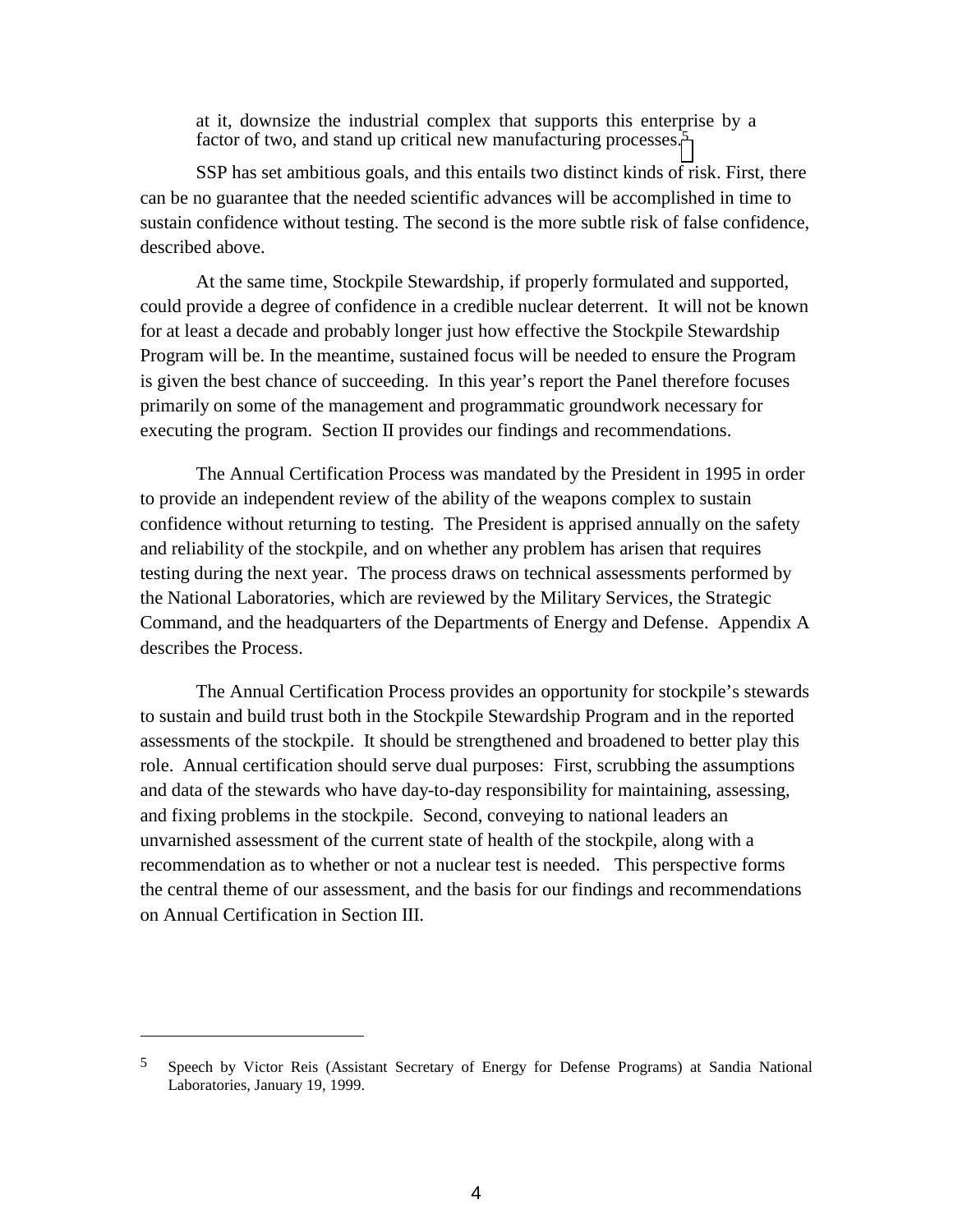> at it, downsize the industrial complex that supports this enterprise by a factor of two, and stand up critical new manufacturing processes.[5]

SSP has set ambitious goals, and this entails two distinct kinds of risk. First, there can be no guarantee that the needed scientific advances will be accomplished in time to sustain confidence without testing. The second is the more subtle risk of false confidence, described above.

At the same time, Stockpile Stewardship, if properly formulated and supported, could provide a degree of confidence in a credible nuclear deterrent. It will not be known for at least a decade and probably longer just how effective the Stockpile Stewardship Program will be. In the meantime, sustained focus will be needed to ensure the Program is given the best chance of succeeding. In this year's report the Panel therefore focuses primarily on some of the management and programmatic groundwork necessary for executing the program. Section II provides our findings and recommendations.

The Annual Certification Process was mandated by the President in 1995 in order to provide an independent review of the ability of the weapons complex to sustain confidence without returning to testing. The President is apprised annually on the safety and reliability of the stockpile, and on whether any problem has arisen that requires testing during the next year. The process draws on technical assessments performed by the National Laboratories, which are reviewed by the Military Services, the Strategic Command, and the headquarters of the Departments of Energy and Defense. Appendix A describes the Process.

The Annual Certification Process provides an opportunity for stockpile's stewards to sustain and build trust both in the Stockpile Stewardship Program and in the reported assessments of the stockpile. It should be strengthened and broadened to better play this role. Annual certification should serve dual purposes: First, scrubbing the assumptions and data of the stewards who have day-to-day responsibility for maintaining, assessing, and fixing problems in the stockpile. Second, conveying to national leaders an unvarnished assessment of the current state of health of the stockpile, along with a recommendation as to whether or not a nuclear test is needed. This perspective forms the central theme of our assessment, and the basis for our findings and recommendations on Annual Certification in Section III.

---

[5] Speech by Victor Reis (Assistant Secretary of Energy for Defense Programs) at Sandia National Laboratories, January 19, 1999.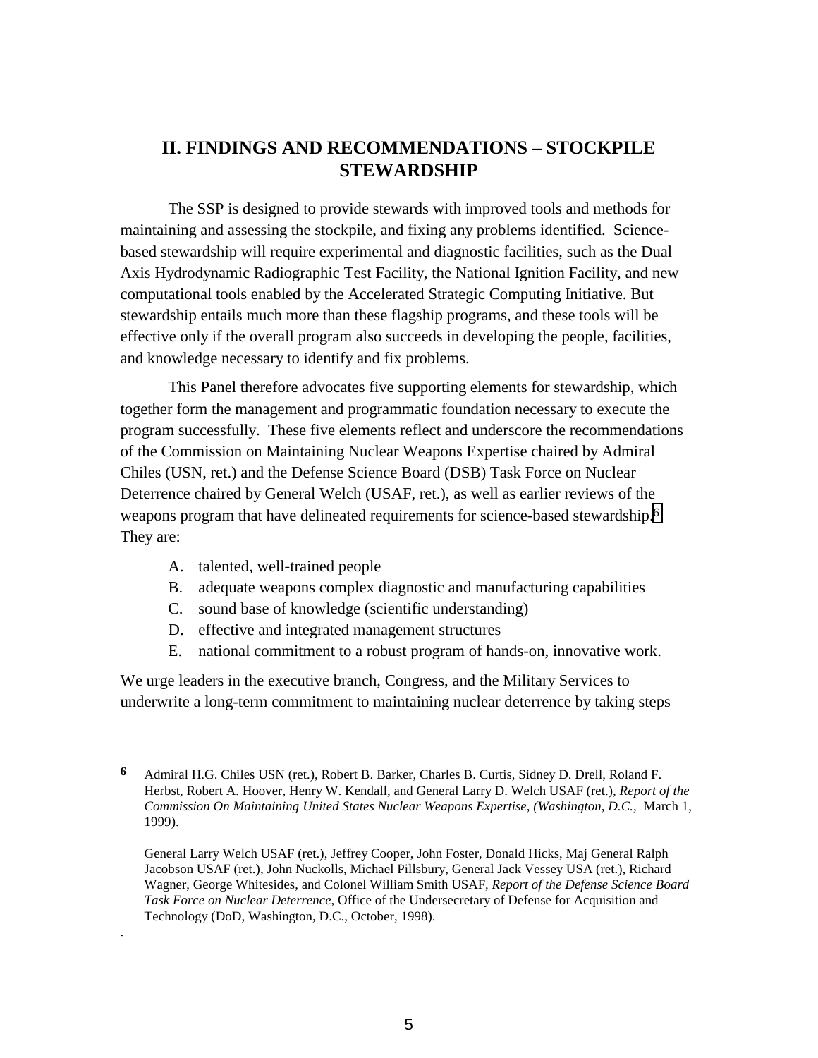# II. FINDINGS AND RECOMMENDATIONS – STOCKPILE STEWARDSHIP

The SSP is designed to provide stewards with improved tools and methods for maintaining and assessing the stockpile, and fixing any problems identified. Science-based stewardship will require experimental and diagnostic facilities, such as the Dual Axis Hydrodynamic Radiographic Test Facility, the National Ignition Facility, and new computational tools enabled by the Accelerated Strategic Computing Initiative. But stewardship entails much more than these flagship programs, and these tools will be effective only if the overall program also succeeds in developing the people, facilities, and knowledge necessary to identify and fix problems.

This Panel therefore advocates five supporting elements for stewardship, which together form the management and programmatic foundation necessary to execute the program successfully. These five elements reflect and underscore the recommendations of the Commission on Maintaining Nuclear Weapons Expertise chaired by Admiral Chiles (USN, ret.) and the Defense Science Board (DSB) Task Force on Nuclear Deterrence chaired by General Welch (USAF, ret.), as well as earlier reviews of the weapons program that have delineated requirements for science-based stewardship.[6] They are:

A. talented, well-trained people
B. adequate weapons complex diagnostic and manufacturing capabilities
C. sound base of knowledge (scientific understanding)
D. effective and integrated management structures
E. national commitment to a robust program of hands-on, innovative work.

We urge leaders in the executive branch, Congress, and the Military Services to underwrite a long-term commitment to maintaining nuclear deterrence by taking steps

---

**6** Admiral H.G. Chiles USN (ret.), Robert B. Barker, Charles B. Curtis, Sidney D. Drell, Roland F. Herbst, Robert A. Hoover, Henry W. Kendall, and General Larry D. Welch USAF (ret.), *Report of the Commission On Maintaining United States Nuclear Weapons Expertise, (Washington, D.C.,* March 1, 1999).

General Larry Welch USAF (ret.), Jeffrey Cooper, John Foster, Donald Hicks, Maj General Ralph Jacobson USAF (ret.), John Nuckolls, Michael Pillsbury, General Jack Vessey USA (ret.), Richard Wagner, George Whitesides, and Colonel William Smith USAF, *Report of the Defense Science Board Task Force on Nuclear Deterrence,* Office of the Undersecretary of Defense for Acquisition and Technology (DoD, Washington, D.C., October, 1998).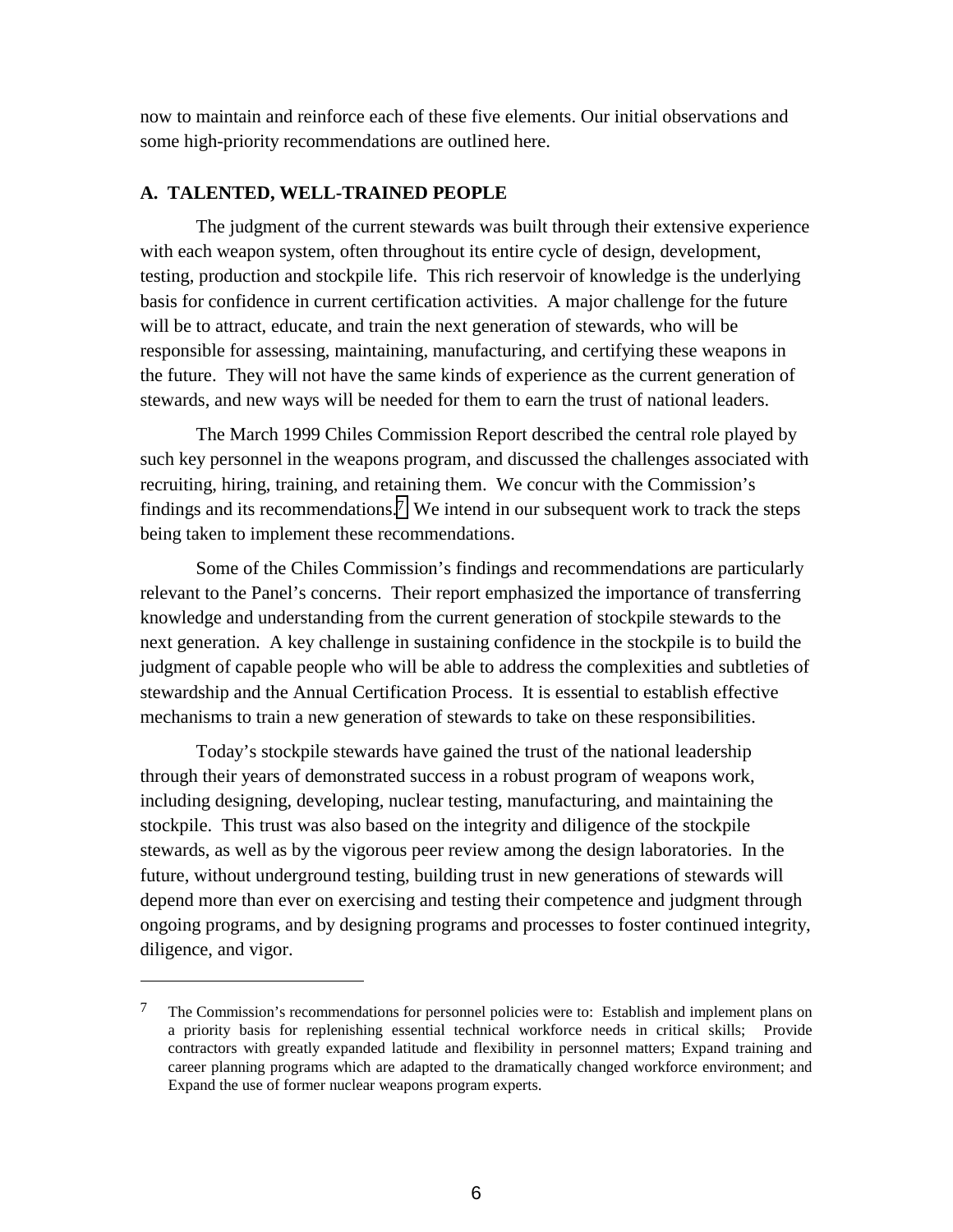now to maintain and reinforce each of these five elements. Our initial observations and some high-priority recommendations are outlined here.

### A. TALENTED, WELL-TRAINED PEOPLE

The judgment of the current stewards was built through their extensive experience with each weapon system, often throughout its entire cycle of design, development, testing, production and stockpile life. This rich reservoir of knowledge is the underlying basis for confidence in current certification activities. A major challenge for the future will be to attract, educate, and train the next generation of stewards, who will be responsible for assessing, maintaining, manufacturing, and certifying these weapons in the future. They will not have the same kinds of experience as the current generation of stewards, and new ways will be needed for them to earn the trust of national leaders.

The March 1999 Chiles Commission Report described the central role played by such key personnel in the weapons program, and discussed the challenges associated with recruiting, hiring, training, and retaining them. We concur with the Commission's findings and its recommendations.[7] We intend in our subsequent work to track the steps being taken to implement these recommendations.

Some of the Chiles Commission's findings and recommendations are particularly relevant to the Panel's concerns. Their report emphasized the importance of transferring knowledge and understanding from the current generation of stockpile stewards to the next generation. A key challenge in sustaining confidence in the stockpile is to build the judgment of capable people who will be able to address the complexities and subtleties of stewardship and the Annual Certification Process. It is essential to establish effective mechanisms to train a new generation of stewards to take on these responsibilities.

Today's stockpile stewards have gained the trust of the national leadership through their years of demonstrated success in a robust program of weapons work, including designing, developing, nuclear testing, manufacturing, and maintaining the stockpile. This trust was also based on the integrity and diligence of the stockpile stewards, as well as by the vigorous peer review among the design laboratories. In the future, without underground testing, building trust in new generations of stewards will depend more than ever on exercising and testing their competence and judgment through ongoing programs, and by designing programs and processes to foster continued integrity, diligence, and vigor.

---

[7] The Commission's recommendations for personnel policies were to: Establish and implement plans on a priority basis for replenishing essential technical workforce needs in critical skills; Provide contractors with greatly expanded latitude and flexibility in personnel matters; Expand training and career planning programs which are adapted to the dramatically changed workforce environment; and Expand the use of former nuclear weapons program experts.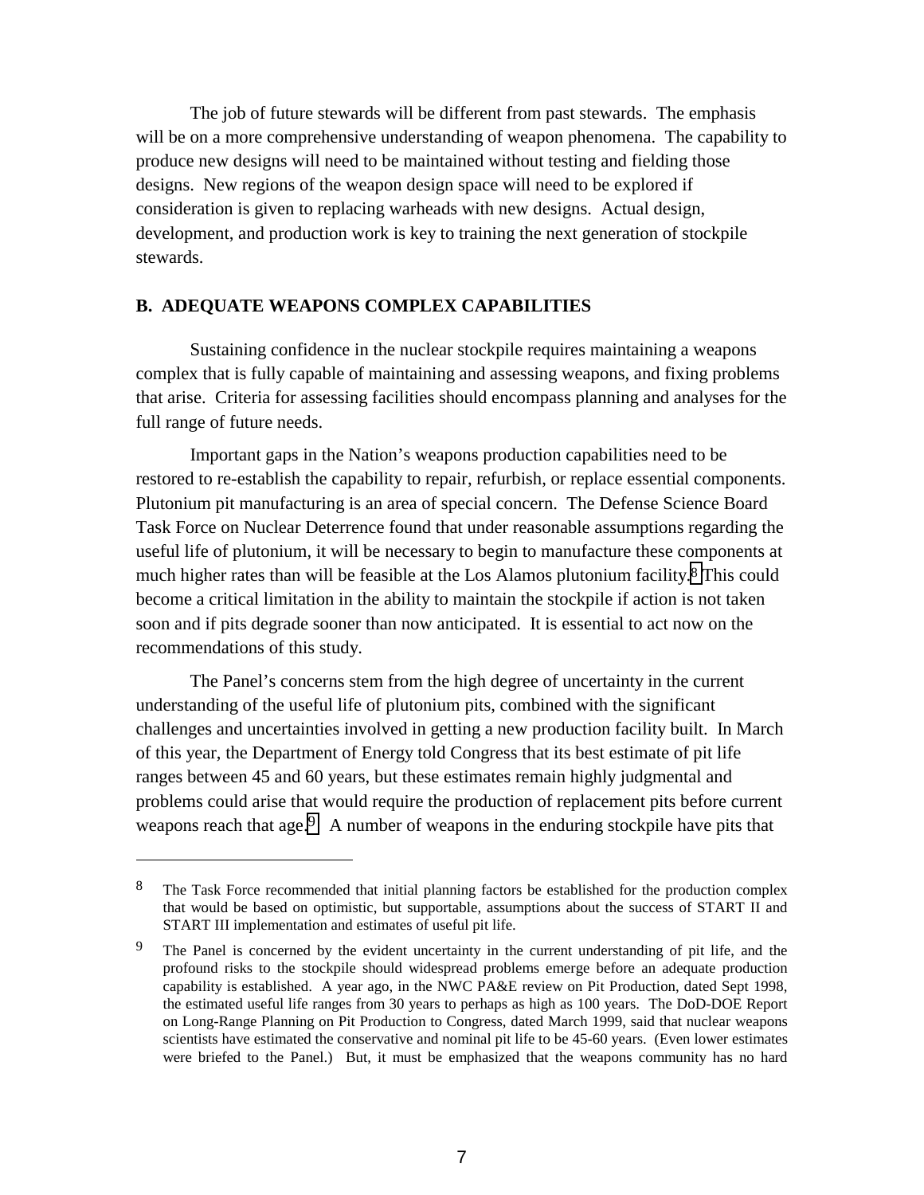The job of future stewards will be different from past stewards. The emphasis will be on a more comprehensive understanding of weapon phenomena. The capability to produce new designs will need to be maintained without testing and fielding those designs. New regions of the weapon design space will need to be explored if consideration is given to replacing warheads with new designs. Actual design, development, and production work is key to training the next generation of stockpile stewards.

### B. ADEQUATE WEAPONS COMPLEX CAPABILITIES

Sustaining confidence in the nuclear stockpile requires maintaining a weapons complex that is fully capable of maintaining and assessing weapons, and fixing problems that arise. Criteria for assessing facilities should encompass planning and analyses for the full range of future needs.

Important gaps in the Nation's weapons production capabilities need to be restored to re-establish the capability to repair, refurbish, or replace essential components. Plutonium pit manufacturing is an area of special concern. The Defense Science Board Task Force on Nuclear Deterrence found that under reasonable assumptions regarding the useful life of plutonium, it will be necessary to begin to manufacture these components at much higher rates than will be feasible at the Los Alamos plutonium facility.[8] This could become a critical limitation in the ability to maintain the stockpile if action is not taken soon and if pits degrade sooner than now anticipated. It is essential to act now on the recommendations of this study.

The Panel's concerns stem from the high degree of uncertainty in the current understanding of the useful life of plutonium pits, combined with the significant challenges and uncertainties involved in getting a new production facility built. In March of this year, the Department of Energy told Congress that its best estimate of pit life ranges between 45 and 60 years, but these estimates remain highly judgmental and problems could arise that would require the production of replacement pits before current weapons reach that age.[9] A number of weapons in the enduring stockpile have pits that

---

[8] The Task Force recommended that initial planning factors be established for the production complex that would be based on optimistic, but supportable, assumptions about the success of START II and START III implementation and estimates of useful pit life.

[9] The Panel is concerned by the evident uncertainty in the current understanding of pit life, and the profound risks to the stockpile should widespread problems emerge before an adequate production capability is established. A year ago, in the NWC PA&E review on Pit Production, dated Sept 1998, the estimated useful life ranges from 30 years to perhaps as high as 100 years. The DoD-DOE Report on Long-Range Planning on Pit Production to Congress, dated March 1999, said that nuclear weapons scientists have estimated the conservative and nominal pit life to be 45-60 years. (Even lower estimates were briefed to the Panel.) But, it must be emphasized that the weapons community has no hard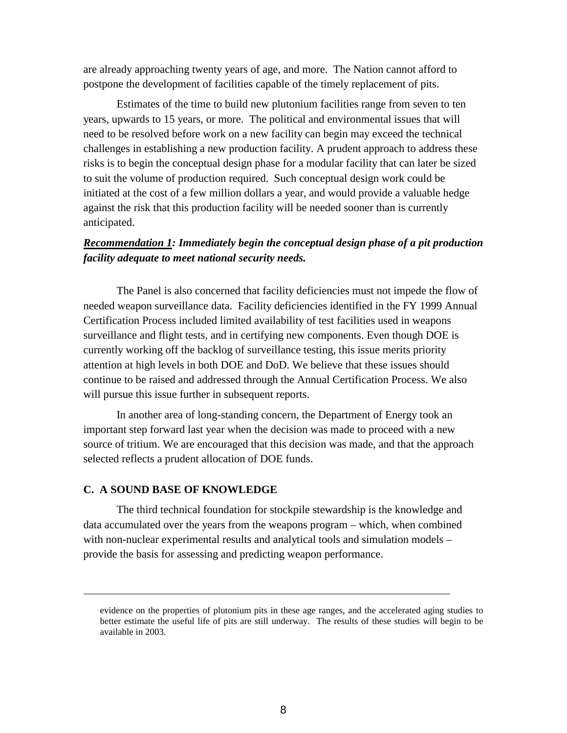are already approaching twenty years of age, and more. The Nation cannot afford to postpone the development of facilities capable of the timely replacement of pits.

Estimates of the time to build new plutonium facilities range from seven to ten years, upwards to 15 years, or more. The political and environmental issues that will need to be resolved before work on a new facility can begin may exceed the technical challenges in establishing a new production facility. A prudent approach to address these risks is to begin the conceptual design phase for a modular facility that can later be sized to suit the volume of production required. Such conceptual design work could be initiated at the cost of a few million dollars a year, and would provide a valuable hedge against the risk that this production facility will be needed sooner than is currently anticipated.

***Recommendation 1*: Immediately begin the conceptual design phase of a pit production facility adequate to meet national security needs.**

The Panel is also concerned that facility deficiencies must not impede the flow of needed weapon surveillance data. Facility deficiencies identified in the FY 1999 Annual Certification Process included limited availability of test facilities used in weapons surveillance and flight tests, and in certifying new components. Even though DOE is currently working off the backlog of surveillance testing, this issue merits priority attention at high levels in both DOE and DoD. We believe that these issues should continue to be raised and addressed through the Annual Certification Process. We also will pursue this issue further in subsequent reports.

In another area of long-standing concern, the Department of Energy took an important step forward last year when the decision was made to proceed with a new source of tritium. We are encouraged that this decision was made, and that the approach selected reflects a prudent allocation of DOE funds.

### C. A SOUND BASE OF KNOWLEDGE

The third technical foundation for stockpile stewardship is the knowledge and data accumulated over the years from the weapons program – which, when combined with non-nuclear experimental results and analytical tools and simulation models – provide the basis for assessing and predicting weapon performance.

---

evidence on the properties of plutonium pits in these age ranges, and the accelerated aging studies to better estimate the useful life of pits are still underway. The results of these studies will begin to be available in 2003.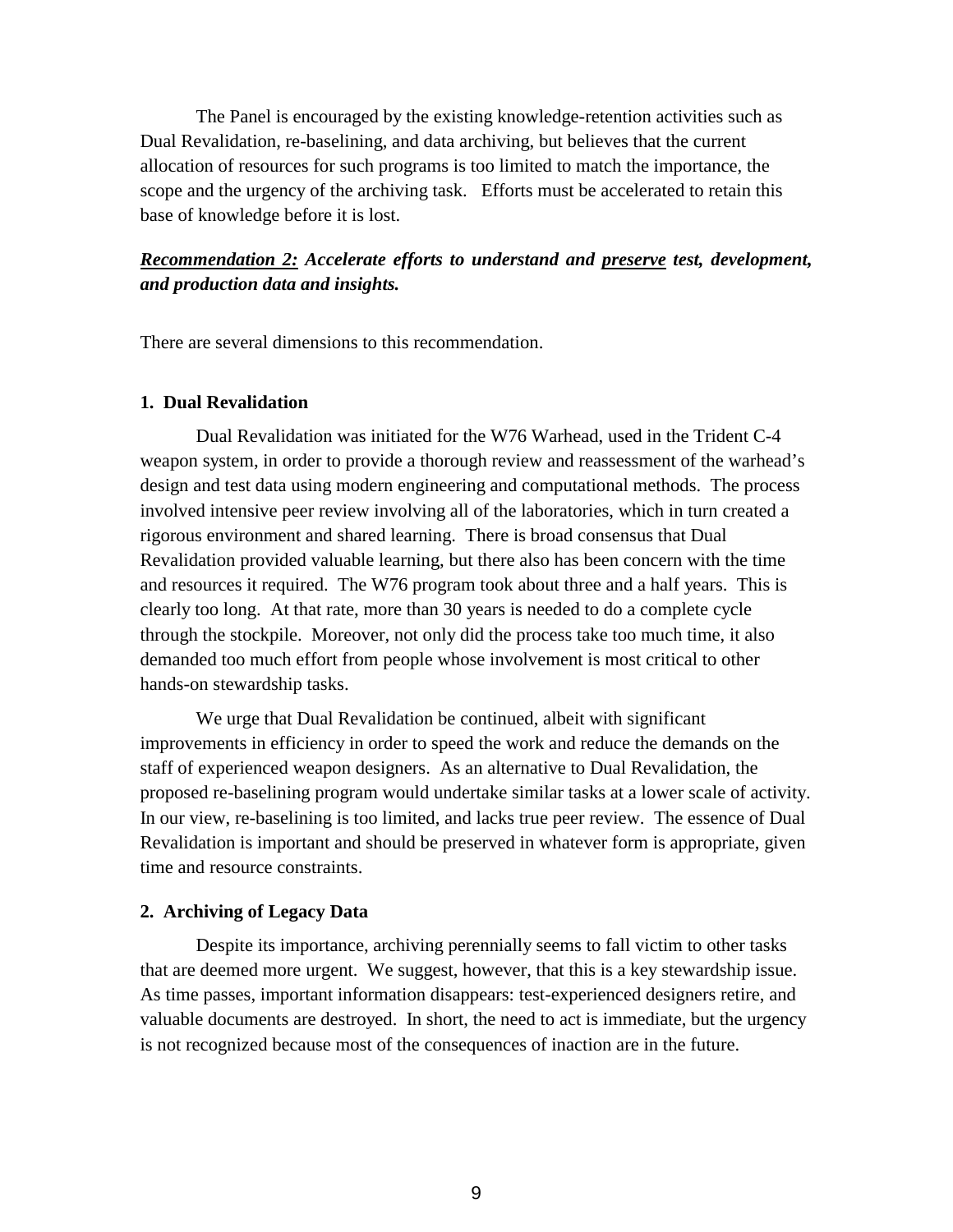The Panel is encouraged by the existing knowledge-retention activities such as Dual Revalidation, re-baselining, and data archiving, but believes that the current allocation of resources for such programs is too limited to match the importance, the scope and the urgency of the archiving task. Efforts must be accelerated to retain this base of knowledge before it is lost.

***Recommendation 2:*** ***Accelerate efforts to understand and <u>preserve</u> test, development, and production data and insights.***

There are several dimensions to this recommendation.

**1. Dual Revalidation**

Dual Revalidation was initiated for the W76 Warhead, used in the Trident C-4 weapon system, in order to provide a thorough review and reassessment of the warhead's design and test data using modern engineering and computational methods. The process involved intensive peer review involving all of the laboratories, which in turn created a rigorous environment and shared learning. There is broad consensus that Dual Revalidation provided valuable learning, but there also has been concern with the time and resources it required. The W76 program took about three and a half years. This is clearly too long. At that rate, more than 30 years is needed to do a complete cycle through the stockpile. Moreover, not only did the process take too much time, it also demanded too much effort from people whose involvement is most critical to other hands-on stewardship tasks.

We urge that Dual Revalidation be continued, albeit with significant improvements in efficiency in order to speed the work and reduce the demands on the staff of experienced weapon designers. As an alternative to Dual Revalidation, the proposed re-baselining program would undertake similar tasks at a lower scale of activity. In our view, re-baselining is too limited, and lacks true peer review. The essence of Dual Revalidation is important and should be preserved in whatever form is appropriate, given time and resource constraints.

**2. Archiving of Legacy Data**

Despite its importance, archiving perennially seems to fall victim to other tasks that are deemed more urgent. We suggest, however, that this is a key stewardship issue. As time passes, important information disappears: test-experienced designers retire, and valuable documents are destroyed. In short, the need to act is immediate, but the urgency is not recognized because most of the consequences of inaction are in the future.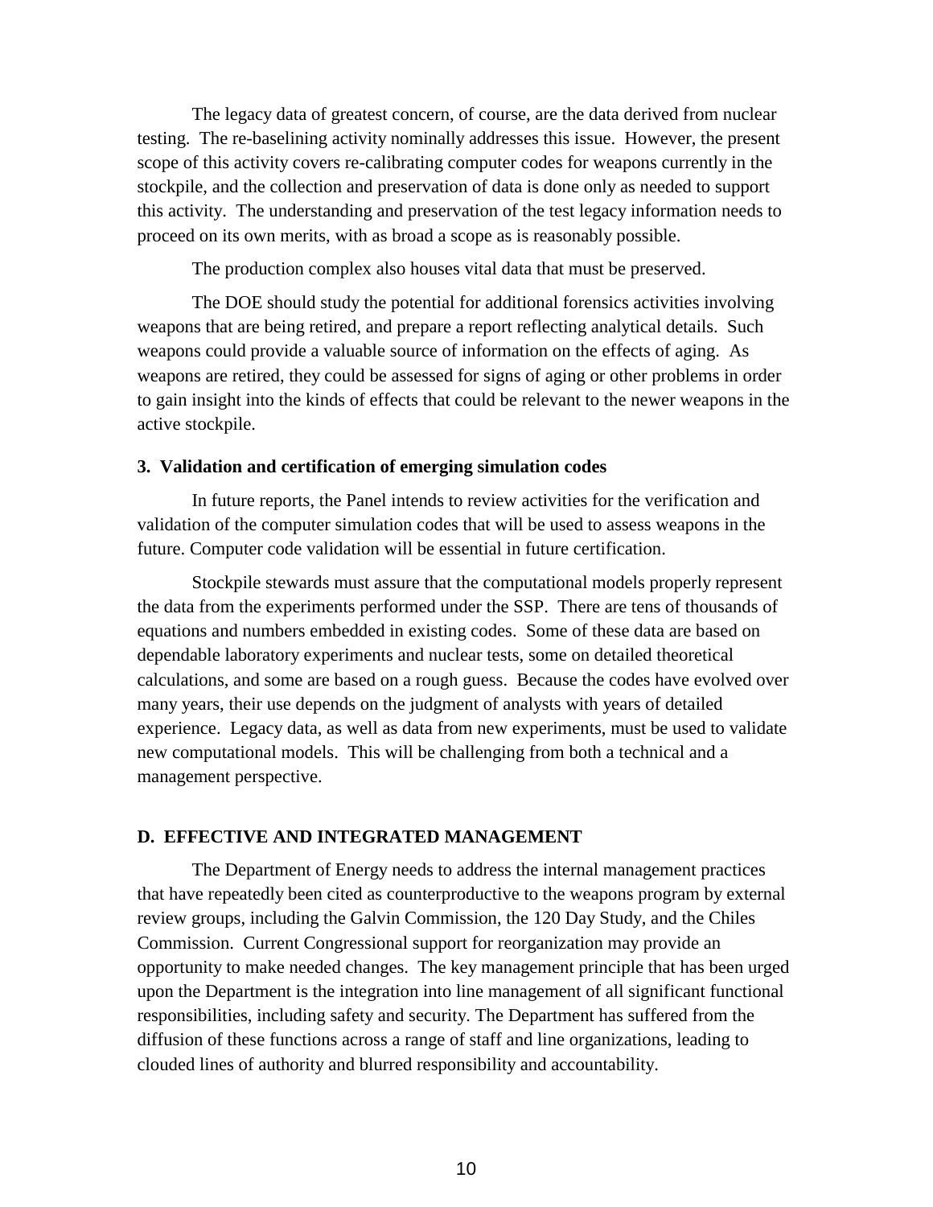The legacy data of greatest concern, of course, are the data derived from nuclear testing. The re-baselining activity nominally addresses this issue. However, the present scope of this activity covers re-calibrating computer codes for weapons currently in the stockpile, and the collection and preservation of data is done only as needed to support this activity. The understanding and preservation of the test legacy information needs to proceed on its own merits, with as broad a scope as is reasonably possible.

The production complex also houses vital data that must be preserved.

The DOE should study the potential for additional forensics activities involving weapons that are being retired, and prepare a report reflecting analytical details. Such weapons could provide a valuable source of information on the effects of aging. As weapons are retired, they could be assessed for signs of aging or other problems in order to gain insight into the kinds of effects that could be relevant to the newer weapons in the active stockpile.

**3. Validation and certification of emerging simulation codes**

In future reports, the Panel intends to review activities for the verification and validation of the computer simulation codes that will be used to assess weapons in the future. Computer code validation will be essential in future certification.

Stockpile stewards must assure that the computational models properly represent the data from the experiments performed under the SSP. There are tens of thousands of equations and numbers embedded in existing codes. Some of these data are based on dependable laboratory experiments and nuclear tests, some on detailed theoretical calculations, and some are based on a rough guess. Because the codes have evolved over many years, their use depends on the judgment of analysts with years of detailed experience. Legacy data, as well as data from new experiments, must be used to validate new computational models. This will be challenging from both a technical and a management perspective.

## D. EFFECTIVE AND INTEGRATED MANAGEMENT

The Department of Energy needs to address the internal management practices that have repeatedly been cited as counterproductive to the weapons program by external review groups, including the Galvin Commission, the 120 Day Study, and the Chiles Commission. Current Congressional support for reorganization may provide an opportunity to make needed changes. The key management principle that has been urged upon the Department is the integration into line management of all significant functional responsibilities, including safety and security. The Department has suffered from the diffusion of these functions across a range of staff and line organizations, leading to clouded lines of authority and blurred responsibility and accountability.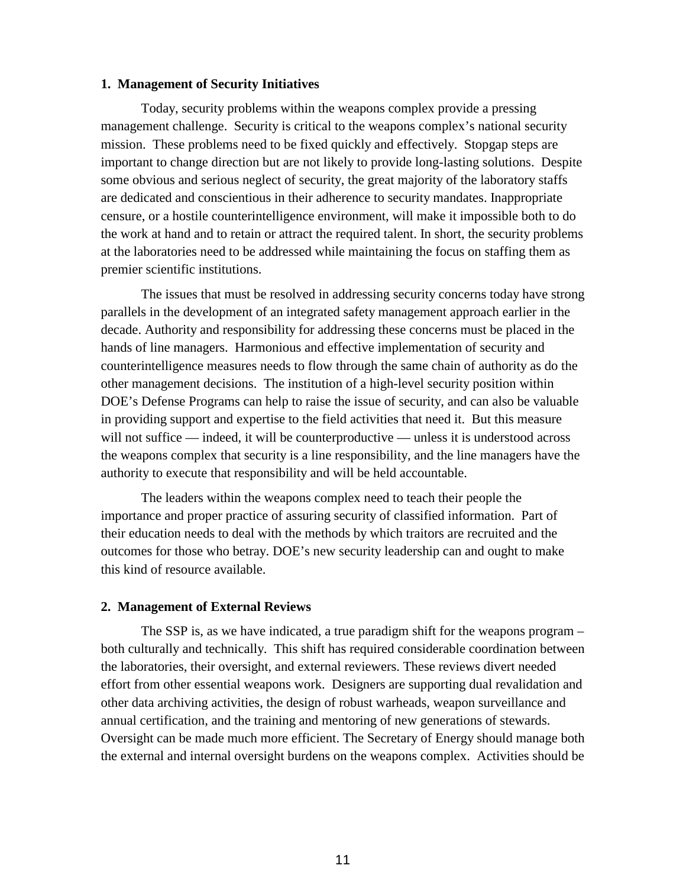### 1. Management of Security Initiatives

Today, security problems within the weapons complex provide a pressing management challenge. Security is critical to the weapons complex's national security mission. These problems need to be fixed quickly and effectively. Stopgap steps are important to change direction but are not likely to provide long-lasting solutions. Despite some obvious and serious neglect of security, the great majority of the laboratory staffs are dedicated and conscientious in their adherence to security mandates. Inappropriate censure, or a hostile counterintelligence environment, will make it impossible both to do the work at hand and to retain or attract the required talent. In short, the security problems at the laboratories need to be addressed while maintaining the focus on staffing them as premier scientific institutions.

The issues that must be resolved in addressing security concerns today have strong parallels in the development of an integrated safety management approach earlier in the decade. Authority and responsibility for addressing these concerns must be placed in the hands of line managers. Harmonious and effective implementation of security and counterintelligence measures needs to flow through the same chain of authority as do the other management decisions. The institution of a high-level security position within DOE's Defense Programs can help to raise the issue of security, and can also be valuable in providing support and expertise to the field activities that need it. But this measure will not suffice — indeed, it will be counterproductive — unless it is understood across the weapons complex that security is a line responsibility, and the line managers have the authority to execute that responsibility and will be held accountable.

The leaders within the weapons complex need to teach their people the importance and proper practice of assuring security of classified information. Part of their education needs to deal with the methods by which traitors are recruited and the outcomes for those who betray. DOE's new security leadership can and ought to make this kind of resource available.

### 2. Management of External Reviews

The SSP is, as we have indicated, a true paradigm shift for the weapons program – both culturally and technically. This shift has required considerable coordination between the laboratories, their oversight, and external reviewers. These reviews divert needed effort from other essential weapons work. Designers are supporting dual revalidation and other data archiving activities, the design of robust warheads, weapon surveillance and annual certification, and the training and mentoring of new generations of stewards. Oversight can be made much more efficient. The Secretary of Energy should manage both the external and internal oversight burdens on the weapons complex. Activities should be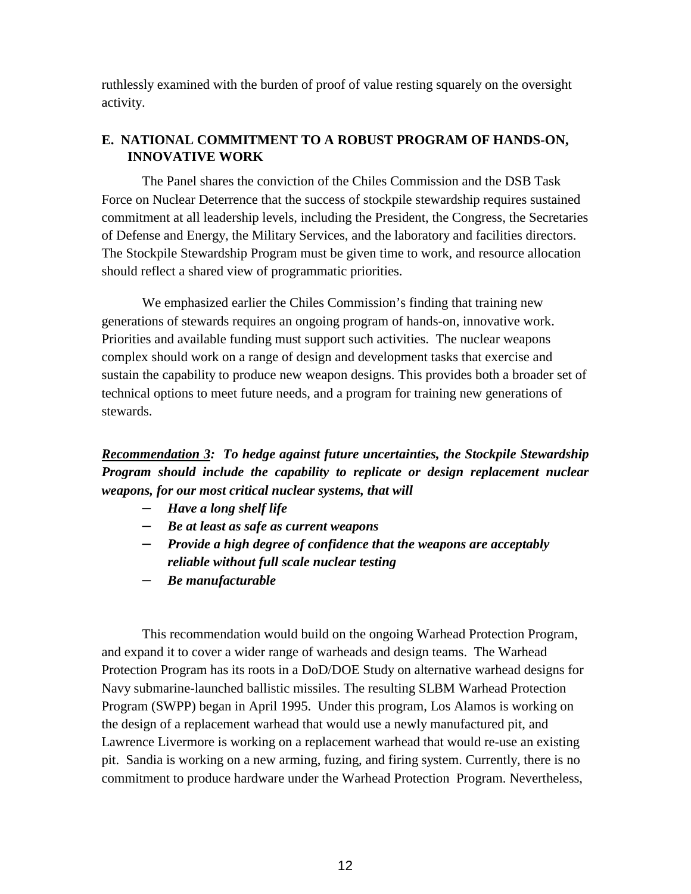ruthlessly examined with the burden of proof of value resting squarely on the oversight activity.

### E. NATIONAL COMMITMENT TO A ROBUST PROGRAM OF HANDS-ON, INNOVATIVE WORK

The Panel shares the conviction of the Chiles Commission and the DSB Task Force on Nuclear Deterrence that the success of stockpile stewardship requires sustained commitment at all leadership levels, including the President, the Congress, the Secretaries of Defense and Energy, the Military Services, and the laboratory and facilities directors. The Stockpile Stewardship Program must be given time to work, and resource allocation should reflect a shared view of programmatic priorities.

We emphasized earlier the Chiles Commission's finding that training new generations of stewards requires an ongoing program of hands-on, innovative work. Priorities and available funding must support such activities. The nuclear weapons complex should work on a range of design and development tasks that exercise and sustain the capability to produce new weapon designs. This provides both a broader set of technical options to meet future needs, and a program for training new generations of stewards.

***Recommendation 3:*** ***To hedge against future uncertainties, the Stockpile Stewardship Program should include the capability to replicate or design replacement nuclear weapons, for our most critical nuclear systems, that will***

- ***Have a long shelf life***
- ***Be at least as safe as current weapons***
- ***Provide a high degree of confidence that the weapons are acceptably reliable without full scale nuclear testing***
- ***Be manufacturable***

This recommendation would build on the ongoing Warhead Protection Program, and expand it to cover a wider range of warheads and design teams. The Warhead Protection Program has its roots in a DoD/DOE Study on alternative warhead designs for Navy submarine-launched ballistic missiles. The resulting SLBM Warhead Protection Program (SWPP) began in April 1995. Under this program, Los Alamos is working on the design of a replacement warhead that would use a newly manufactured pit, and Lawrence Livermore is working on a replacement warhead that would re-use an existing pit. Sandia is working on a new arming, fuzing, and firing system. Currently, there is no commitment to produce hardware under the Warhead Protection Program. Nevertheless,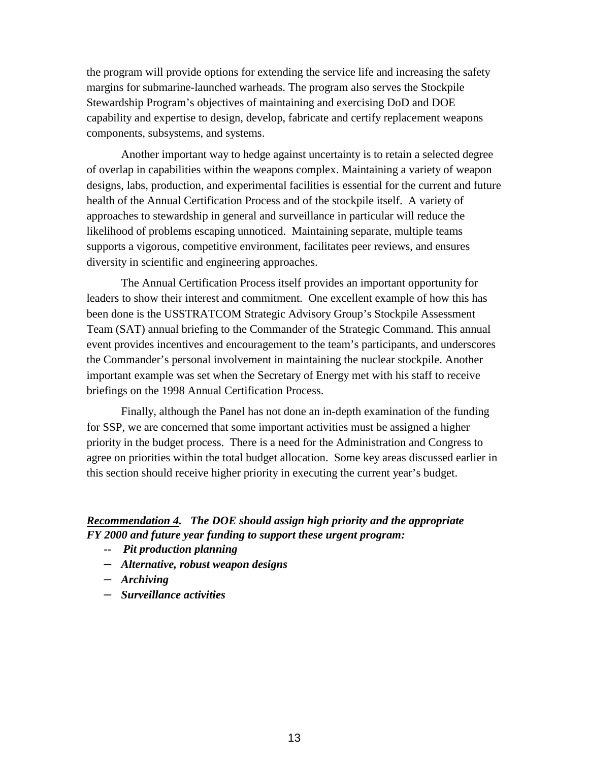the program will provide options for extending the service life and increasing the safety margins for submarine-launched warheads. The program also serves the Stockpile Stewardship Program's objectives of maintaining and exercising DoD and DOE capability and expertise to design, develop, fabricate and certify replacement weapons components, subsystems, and systems.

Another important way to hedge against uncertainty is to retain a selected degree of overlap in capabilities within the weapons complex. Maintaining a variety of weapon designs, labs, production, and experimental facilities is essential for the current and future health of the Annual Certification Process and of the stockpile itself. A variety of approaches to stewardship in general and surveillance in particular will reduce the likelihood of problems escaping unnoticed. Maintaining separate, multiple teams supports a vigorous, competitive environment, facilitates peer reviews, and ensures diversity in scientific and engineering approaches.

The Annual Certification Process itself provides an important opportunity for leaders to show their interest and commitment. One excellent example of how this has been done is the USSTRATCOM Strategic Advisory Group's Stockpile Assessment Team (SAT) annual briefing to the Commander of the Strategic Command. This annual event provides incentives and encouragement to the team's participants, and underscores the Commander's personal involvement in maintaining the nuclear stockpile. Another important example was set when the Secretary of Energy met with his staff to receive briefings on the 1998 Annual Certification Process.

Finally, although the Panel has not done an in-depth examination of the funding for SSP, we are concerned that some important activities must be assigned a higher priority in the budget process. There is a need for the Administration and Congress to agree on priorities within the total budget allocation. Some key areas discussed earlier in this section should receive higher priority in executing the current year's budget.

***Recommendation 4.*** ***The DOE should assign high priority and the appropriate FY 2000 and future year funding to support these urgent program:***

- ***Pit production planning***
- ***Alternative, robust weapon designs***
- ***Archiving***
- ***Surveillance activities***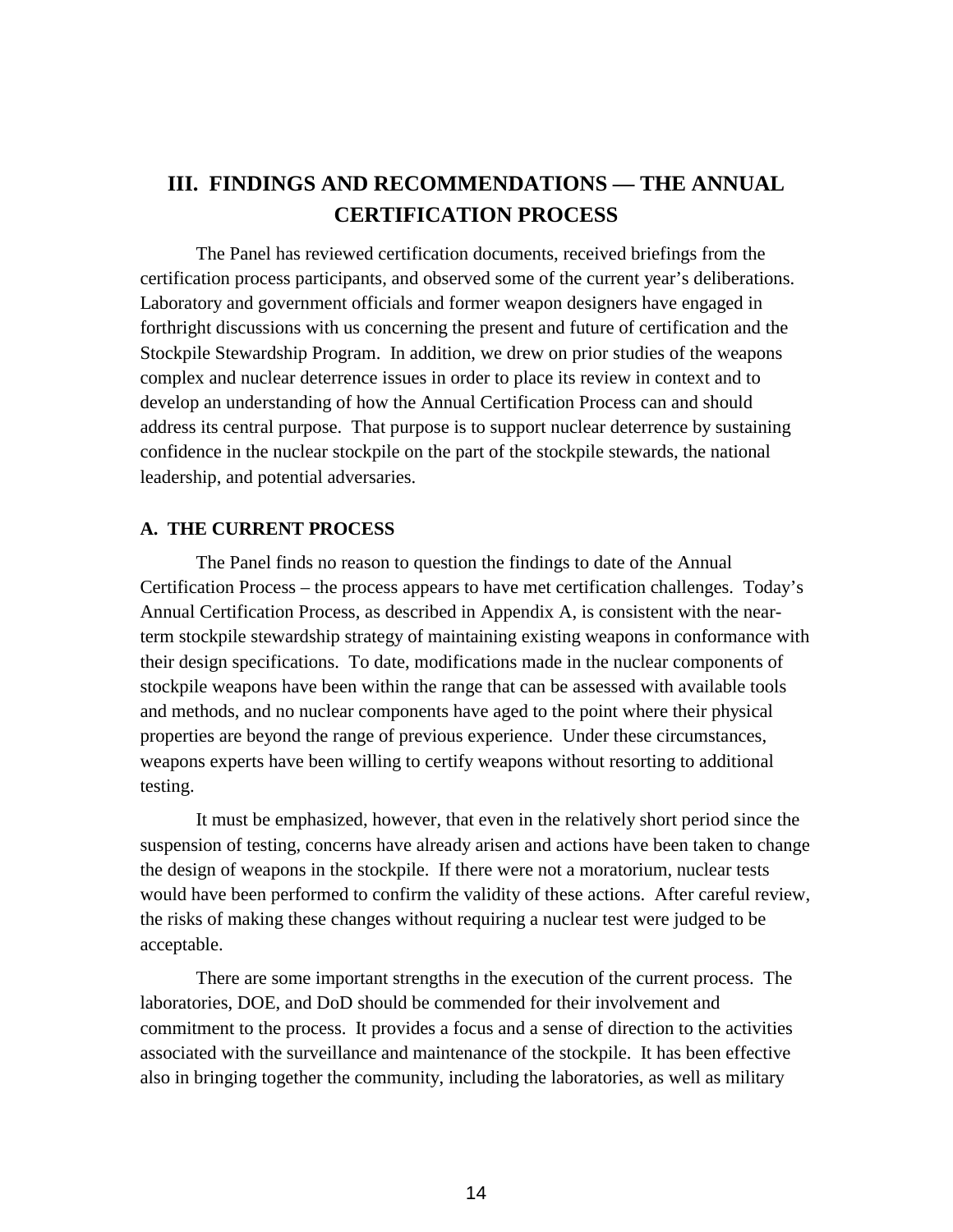# III. FINDINGS AND RECOMMENDATIONS — THE ANNUAL CERTIFICATION PROCESS

The Panel has reviewed certification documents, received briefings from the certification process participants, and observed some of the current year's deliberations. Laboratory and government officials and former weapon designers have engaged in forthright discussions with us concerning the present and future of certification and the Stockpile Stewardship Program. In addition, we drew on prior studies of the weapons complex and nuclear deterrence issues in order to place its review in context and to develop an understanding of how the Annual Certification Process can and should address its central purpose. That purpose is to support nuclear deterrence by sustaining confidence in the nuclear stockpile on the part of the stockpile stewards, the national leadership, and potential adversaries.

## A. THE CURRENT PROCESS

The Panel finds no reason to question the findings to date of the Annual Certification Process – the process appears to have met certification challenges. Today's Annual Certification Process, as described in Appendix A, is consistent with the near-term stockpile stewardship strategy of maintaining existing weapons in conformance with their design specifications. To date, modifications made in the nuclear components of stockpile weapons have been within the range that can be assessed with available tools and methods, and no nuclear components have aged to the point where their physical properties are beyond the range of previous experience. Under these circumstances, weapons experts have been willing to certify weapons without resorting to additional testing.

It must be emphasized, however, that even in the relatively short period since the suspension of testing, concerns have already arisen and actions have been taken to change the design of weapons in the stockpile. If there were not a moratorium, nuclear tests would have been performed to confirm the validity of these actions. After careful review, the risks of making these changes without requiring a nuclear test were judged to be acceptable.

There are some important strengths in the execution of the current process. The laboratories, DOE, and DoD should be commended for their involvement and commitment to the process. It provides a focus and a sense of direction to the activities associated with the surveillance and maintenance of the stockpile. It has been effective also in bringing together the community, including the laboratories, as well as military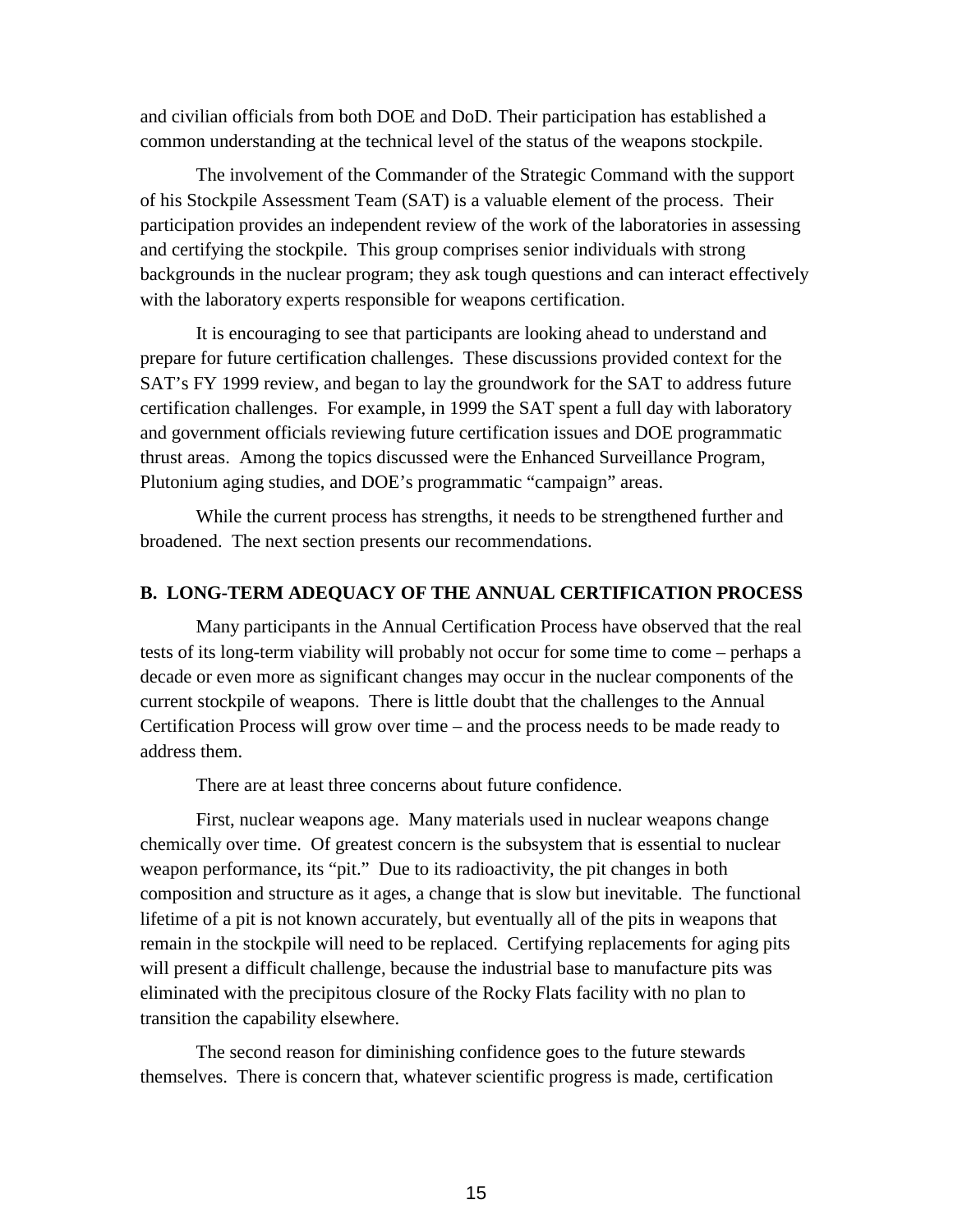and civilian officials from both DOE and DoD. Their participation has established a common understanding at the technical level of the status of the weapons stockpile.

The involvement of the Commander of the Strategic Command with the support of his Stockpile Assessment Team (SAT) is a valuable element of the process. Their participation provides an independent review of the work of the laboratories in assessing and certifying the stockpile. This group comprises senior individuals with strong backgrounds in the nuclear program; they ask tough questions and can interact effectively with the laboratory experts responsible for weapons certification.

It is encouraging to see that participants are looking ahead to understand and prepare for future certification challenges. These discussions provided context for the SAT's FY 1999 review, and began to lay the groundwork for the SAT to address future certification challenges. For example, in 1999 the SAT spent a full day with laboratory and government officials reviewing future certification issues and DOE programmatic thrust areas. Among the topics discussed were the Enhanced Surveillance Program, Plutonium aging studies, and DOE's programmatic "campaign" areas.

While the current process has strengths, it needs to be strengthened further and broadened. The next section presents our recommendations.

## B. LONG-TERM ADEQUACY OF THE ANNUAL CERTIFICATION PROCESS

Many participants in the Annual Certification Process have observed that the real tests of its long-term viability will probably not occur for some time to come – perhaps a decade or even more as significant changes may occur in the nuclear components of the current stockpile of weapons. There is little doubt that the challenges to the Annual Certification Process will grow over time – and the process needs to be made ready to address them.

There are at least three concerns about future confidence.

First, nuclear weapons age. Many materials used in nuclear weapons change chemically over time. Of greatest concern is the subsystem that is essential to nuclear weapon performance, its "pit." Due to its radioactivity, the pit changes in both composition and structure as it ages, a change that is slow but inevitable. The functional lifetime of a pit is not known accurately, but eventually all of the pits in weapons that remain in the stockpile will need to be replaced. Certifying replacements for aging pits will present a difficult challenge, because the industrial base to manufacture pits was eliminated with the precipitous closure of the Rocky Flats facility with no plan to transition the capability elsewhere.

The second reason for diminishing confidence goes to the future stewards themselves. There is concern that, whatever scientific progress is made, certification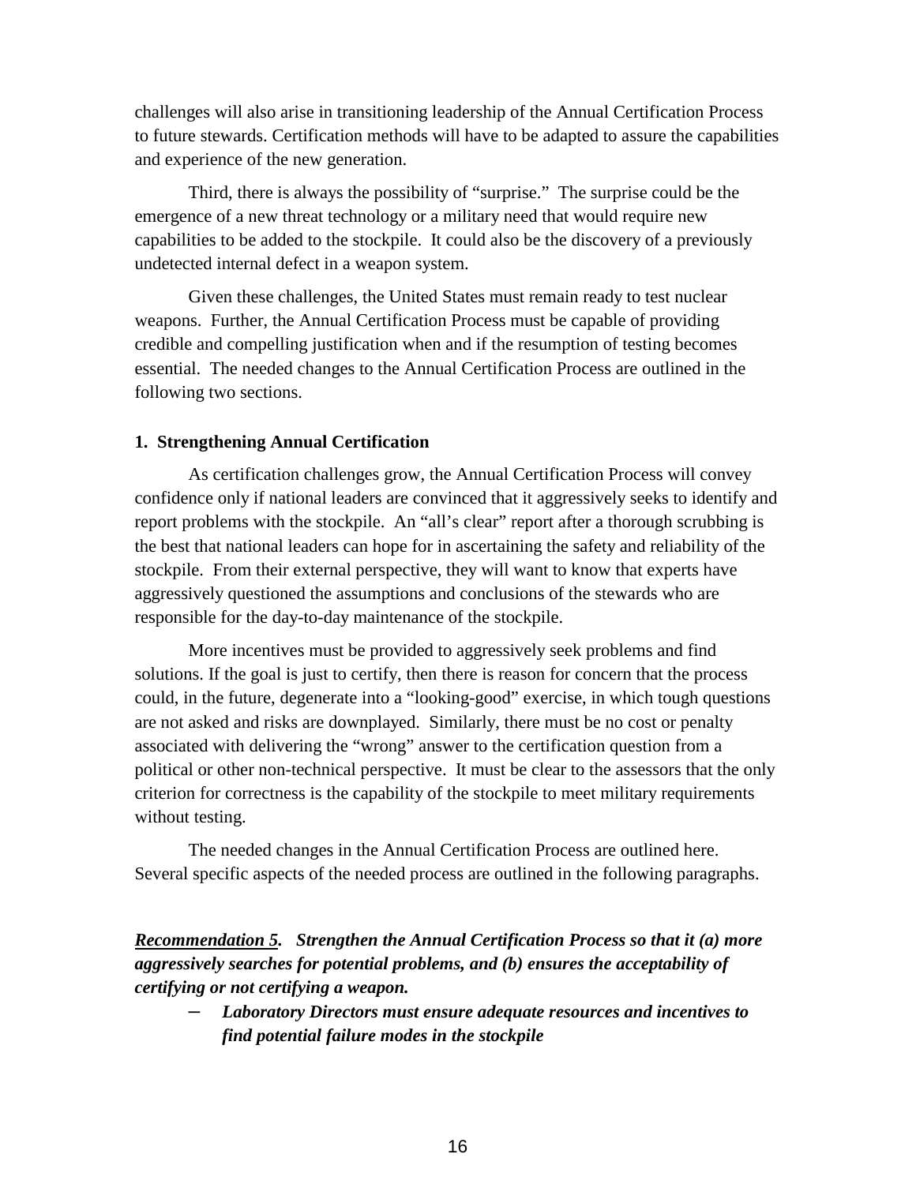challenges will also arise in transitioning leadership of the Annual Certification Process to future stewards. Certification methods will have to be adapted to assure the capabilities and experience of the new generation.

Third, there is always the possibility of "surprise." The surprise could be the emergence of a new threat technology or a military need that would require new capabilities to be added to the stockpile. It could also be the discovery of a previously undetected internal defect in a weapon system.

Given these challenges, the United States must remain ready to test nuclear weapons. Further, the Annual Certification Process must be capable of providing credible and compelling justification when and if the resumption of testing becomes essential. The needed changes to the Annual Certification Process are outlined in the following two sections.

### 1. Strengthening Annual Certification

As certification challenges grow, the Annual Certification Process will convey confidence only if national leaders are convinced that it aggressively seeks to identify and report problems with the stockpile. An "all's clear" report after a thorough scrubbing is the best that national leaders can hope for in ascertaining the safety and reliability of the stockpile. From their external perspective, they will want to know that experts have aggressively questioned the assumptions and conclusions of the stewards who are responsible for the day-to-day maintenance of the stockpile.

More incentives must be provided to aggressively seek problems and find solutions. If the goal is just to certify, then there is reason for concern that the process could, in the future, degenerate into a "looking-good" exercise, in which tough questions are not asked and risks are downplayed. Similarly, there must be no cost or penalty associated with delivering the "wrong" answer to the certification question from a political or other non-technical perspective. It must be clear to the assessors that the only criterion for correctness is the capability of the stockpile to meet military requirements without testing.

The needed changes in the Annual Certification Process are outlined here. Several specific aspects of the needed process are outlined in the following paragraphs.

***Recommendation 5.*** ***Strengthen the Annual Certification Process so that it (a) more aggressively searches for potential problems, and (b) ensures the acceptability of certifying or not certifying a weapon.***

- ***Laboratory Directors must ensure adequate resources and incentives to find potential failure modes in the stockpile***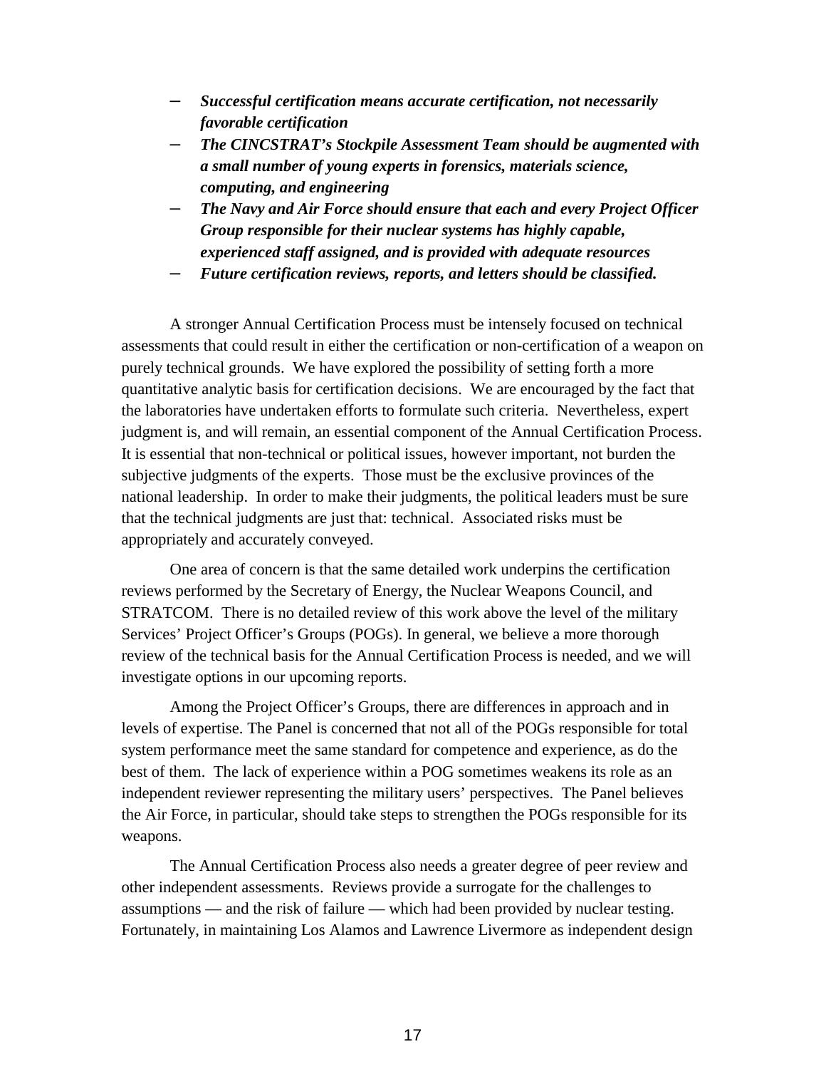- ***Successful certification means accurate certification, not necessarily favorable certification***
- ***The CINCSTRAT's Stockpile Assessment Team should be augmented with a small number of young experts in forensics, materials science, computing, and engineering***
- ***The Navy and Air Force should ensure that each and every Project Officer Group responsible for their nuclear systems has highly capable, experienced staff assigned, and is provided with adequate resources***
- ***Future certification reviews, reports, and letters should be classified.***

A stronger Annual Certification Process must be intensely focused on technical assessments that could result in either the certification or non-certification of a weapon on purely technical grounds. We have explored the possibility of setting forth a more quantitative analytic basis for certification decisions. We are encouraged by the fact that the laboratories have undertaken efforts to formulate such criteria. Nevertheless, expert judgment is, and will remain, an essential component of the Annual Certification Process. It is essential that non-technical or political issues, however important, not burden the subjective judgments of the experts. Those must be the exclusive provinces of the national leadership. In order to make their judgments, the political leaders must be sure that the technical judgments are just that: technical. Associated risks must be appropriately and accurately conveyed.

One area of concern is that the same detailed work underpins the certification reviews performed by the Secretary of Energy, the Nuclear Weapons Council, and STRATCOM. There is no detailed review of this work above the level of the military Services' Project Officer's Groups (POGs). In general, we believe a more thorough review of the technical basis for the Annual Certification Process is needed, and we will investigate options in our upcoming reports.

Among the Project Officer's Groups, there are differences in approach and in levels of expertise. The Panel is concerned that not all of the POGs responsible for total system performance meet the same standard for competence and experience, as do the best of them. The lack of experience within a POG sometimes weakens its role as an independent reviewer representing the military users' perspectives. The Panel believes the Air Force, in particular, should take steps to strengthen the POGs responsible for its weapons.

The Annual Certification Process also needs a greater degree of peer review and other independent assessments. Reviews provide a surrogate for the challenges to assumptions — and the risk of failure — which had been provided by nuclear testing. Fortunately, in maintaining Los Alamos and Lawrence Livermore as independent design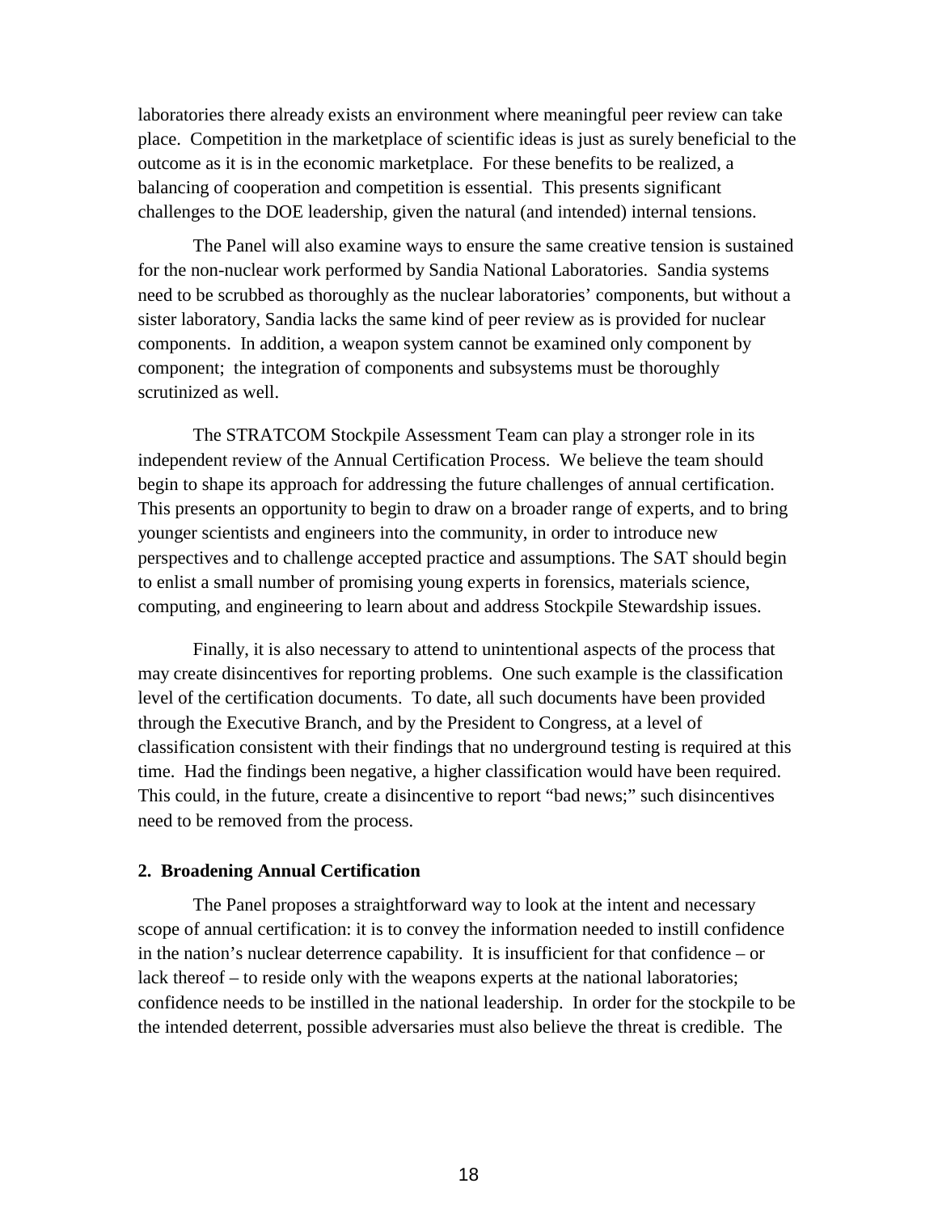laboratories there already exists an environment where meaningful peer review can take place. Competition in the marketplace of scientific ideas is just as surely beneficial to the outcome as it is in the economic marketplace. For these benefits to be realized, a balancing of cooperation and competition is essential. This presents significant challenges to the DOE leadership, given the natural (and intended) internal tensions.

The Panel will also examine ways to ensure the same creative tension is sustained for the non-nuclear work performed by Sandia National Laboratories. Sandia systems need to be scrubbed as thoroughly as the nuclear laboratories' components, but without a sister laboratory, Sandia lacks the same kind of peer review as is provided for nuclear components. In addition, a weapon system cannot be examined only component by component; the integration of components and subsystems must be thoroughly scrutinized as well.

The STRATCOM Stockpile Assessment Team can play a stronger role in its independent review of the Annual Certification Process. We believe the team should begin to shape its approach for addressing the future challenges of annual certification. This presents an opportunity to begin to draw on a broader range of experts, and to bring younger scientists and engineers into the community, in order to introduce new perspectives and to challenge accepted practice and assumptions. The SAT should begin to enlist a small number of promising young experts in forensics, materials science, computing, and engineering to learn about and address Stockpile Stewardship issues.

Finally, it is also necessary to attend to unintentional aspects of the process that may create disincentives for reporting problems. One such example is the classification level of the certification documents. To date, all such documents have been provided through the Executive Branch, and by the President to Congress, at a level of classification consistent with their findings that no underground testing is required at this time. Had the findings been negative, a higher classification would have been required. This could, in the future, create a disincentive to report "bad news;" such disincentives need to be removed from the process.

**2. Broadening Annual Certification**

The Panel proposes a straightforward way to look at the intent and necessary scope of annual certification: it is to convey the information needed to instill confidence in the nation's nuclear deterrence capability. It is insufficient for that confidence – or lack thereof – to reside only with the weapons experts at the national laboratories; confidence needs to be instilled in the national leadership. In order for the stockpile to be the intended deterrent, possible adversaries must also believe the threat is credible. The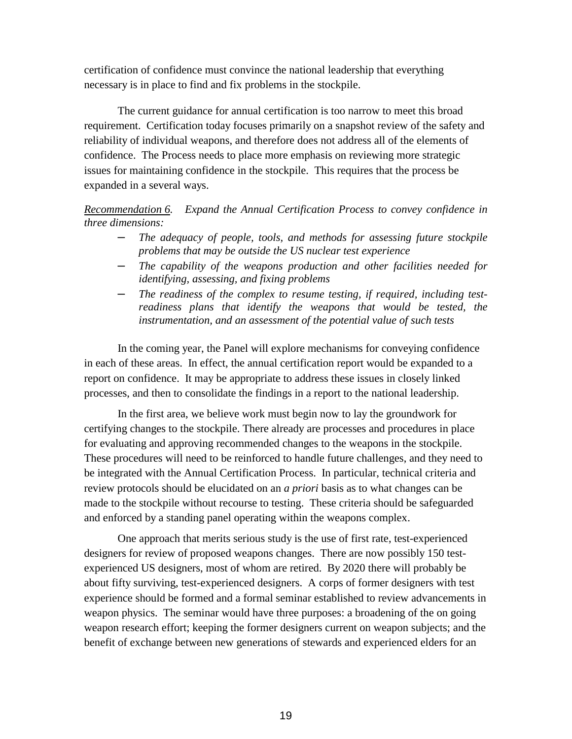certification of confidence must convince the national leadership that everything necessary is in place to find and fix problems in the stockpile.

The current guidance for annual certification is too narrow to meet this broad requirement. Certification today focuses primarily on a snapshot review of the safety and reliability of individual weapons, and therefore does not address all of the elements of confidence. The Process needs to place more emphasis on reviewing more strategic issues for maintaining confidence in the stockpile. This requires that the process be expanded in a several ways.

*Recommendation 6.* *Expand the Annual Certification Process to convey confidence in three dimensions:*

- *The adequacy of people, tools, and methods for assessing future stockpile problems that may be outside the US nuclear test experience*
- *The capability of the weapons production and other facilities needed for identifying, assessing, and fixing problems*
- *The readiness of the complex to resume testing, if required, including test-readiness plans that identify the weapons that would be tested, the instrumentation, and an assessment of the potential value of such tests*

In the coming year, the Panel will explore mechanisms for conveying confidence in each of these areas. In effect, the annual certification report would be expanded to a report on confidence. It may be appropriate to address these issues in closely linked processes, and then to consolidate the findings in a report to the national leadership.

In the first area, we believe work must begin now to lay the groundwork for certifying changes to the stockpile. There already are processes and procedures in place for evaluating and approving recommended changes to the weapons in the stockpile. These procedures will need to be reinforced to handle future challenges, and they need to be integrated with the Annual Certification Process. In particular, technical criteria and review protocols should be elucidated on an *a priori* basis as to what changes can be made to the stockpile without recourse to testing. These criteria should be safeguarded and enforced by a standing panel operating within the weapons complex.

One approach that merits serious study is the use of first rate, test-experienced designers for review of proposed weapons changes. There are now possibly 150 test-experienced US designers, most of whom are retired. By 2020 there will probably be about fifty surviving, test-experienced designers. A corps of former designers with test experience should be formed and a formal seminar established to review advancements in weapon physics. The seminar would have three purposes: a broadening of the on going weapon research effort; keeping the former designers current on weapon subjects; and the benefit of exchange between new generations of stewards and experienced elders for an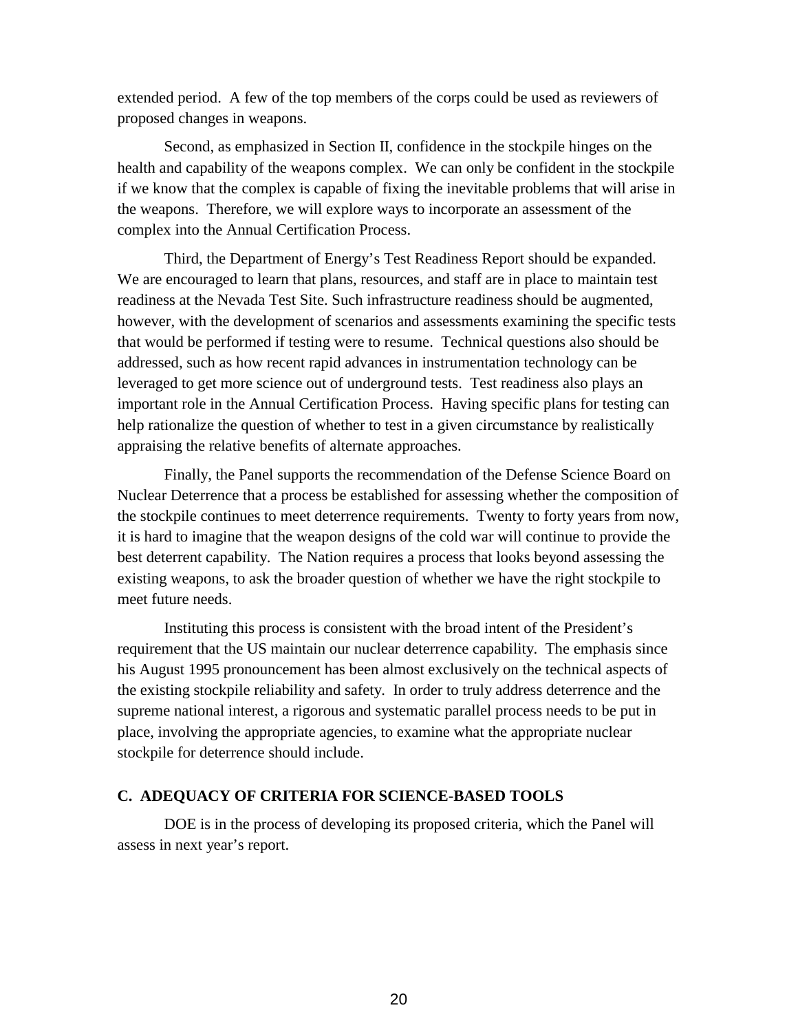extended period.  A few of the top members of the corps could be used as reviewers of proposed changes in weapons.

Second, as emphasized in Section II, confidence in the stockpile hinges on the health and capability of the weapons complex.  We can only be confident in the stockpile if we know that the complex is capable of fixing the inevitable problems that will arise in the weapons.  Therefore, we will explore ways to incorporate an assessment of the complex into the Annual Certification Process.

Third, the Department of Energy's Test Readiness Report should be expanded.  We are encouraged to learn that plans, resources, and staff are in place to maintain test readiness at the Nevada Test Site. Such infrastructure readiness should be augmented, however, with the development of scenarios and assessments examining the specific tests that would be performed if testing were to resume.  Technical questions also should be addressed, such as how recent rapid advances in instrumentation technology can be leveraged to get more science out of underground tests.  Test readiness also plays an important role in the Annual Certification Process.  Having specific plans for testing can help rationalize the question of whether to test in a given circumstance by realistically appraising the relative benefits of alternate approaches.

Finally, the Panel supports the recommendation of the Defense Science Board on Nuclear Deterrence that a process be established for assessing whether the composition of the stockpile continues to meet deterrence requirements.  Twenty to forty years from now, it is hard to imagine that the weapon designs of the cold war will continue to provide the best deterrent capability.  The Nation requires a process that looks beyond assessing the existing weapons, to ask the broader question of whether we have the right stockpile to meet future needs.

Instituting this process is consistent with the broad intent of the President's requirement that the US maintain our nuclear deterrence capability.  The emphasis since his August 1995 pronouncement has been almost exclusively on the technical aspects of the existing stockpile reliability and safety.  In order to truly address deterrence and the supreme national interest, a rigorous and systematic parallel process needs to be put in place, involving the appropriate agencies, to examine what the appropriate nuclear stockpile for deterrence should include.

### C.  ADEQUACY OF CRITERIA FOR SCIENCE-BASED TOOLS

DOE is in the process of developing its proposed criteria, which the Panel will assess in next year's report.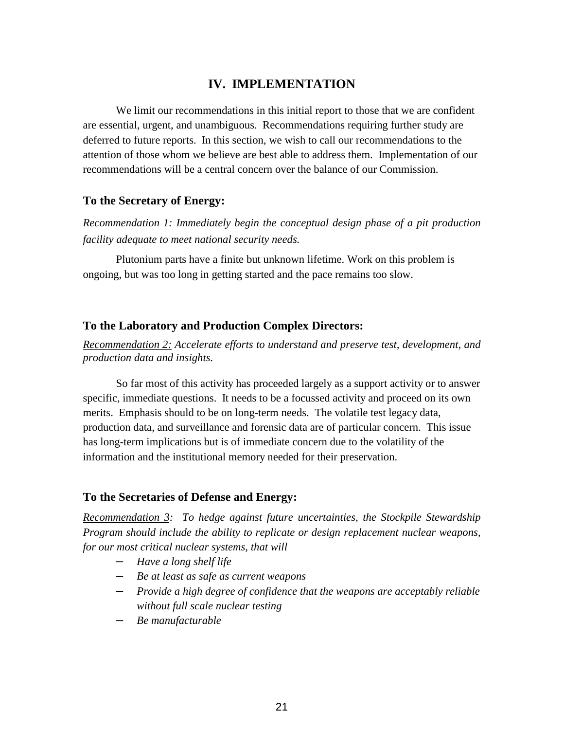## IV. IMPLEMENTATION

We limit our recommendations in this initial report to those that we are confident are essential, urgent, and unambiguous. Recommendations requiring further study are deferred to future reports. In this section, we wish to call our recommendations to the attention of those whom we believe are best able to address them. Implementation of our recommendations will be a central concern over the balance of our Commission.

### To the Secretary of Energy:

*Recommendation 1: Immediately begin the conceptual design phase of a pit production facility adequate to meet national security needs.*

Plutonium parts have a finite but unknown lifetime. Work on this problem is ongoing, but was too long in getting started and the pace remains too slow.

### To the Laboratory and Production Complex Directors:

*Recommendation 2: Accelerate efforts to understand and preserve test, development, and production data and insights.*

So far most of this activity has proceeded largely as a support activity or to answer specific, immediate questions. It needs to be a focussed activity and proceed on its own merits. Emphasis should to be on long-term needs. The volatile test legacy data, production data, and surveillance and forensic data are of particular concern. This issue has long-term implications but is of immediate concern due to the volatility of the information and the institutional memory needed for their preservation.

### To the Secretaries of Defense and Energy:

*Recommendation 3: To hedge against future uncertainties, the Stockpile Stewardship Program should include the ability to replicate or design replacement nuclear weapons, for our most critical nuclear systems, that will*

- *Have a long shelf life*
- *Be at least as safe as current weapons*
- *Provide a high degree of confidence that the weapons are acceptably reliable without full scale nuclear testing*
- *Be manufacturable*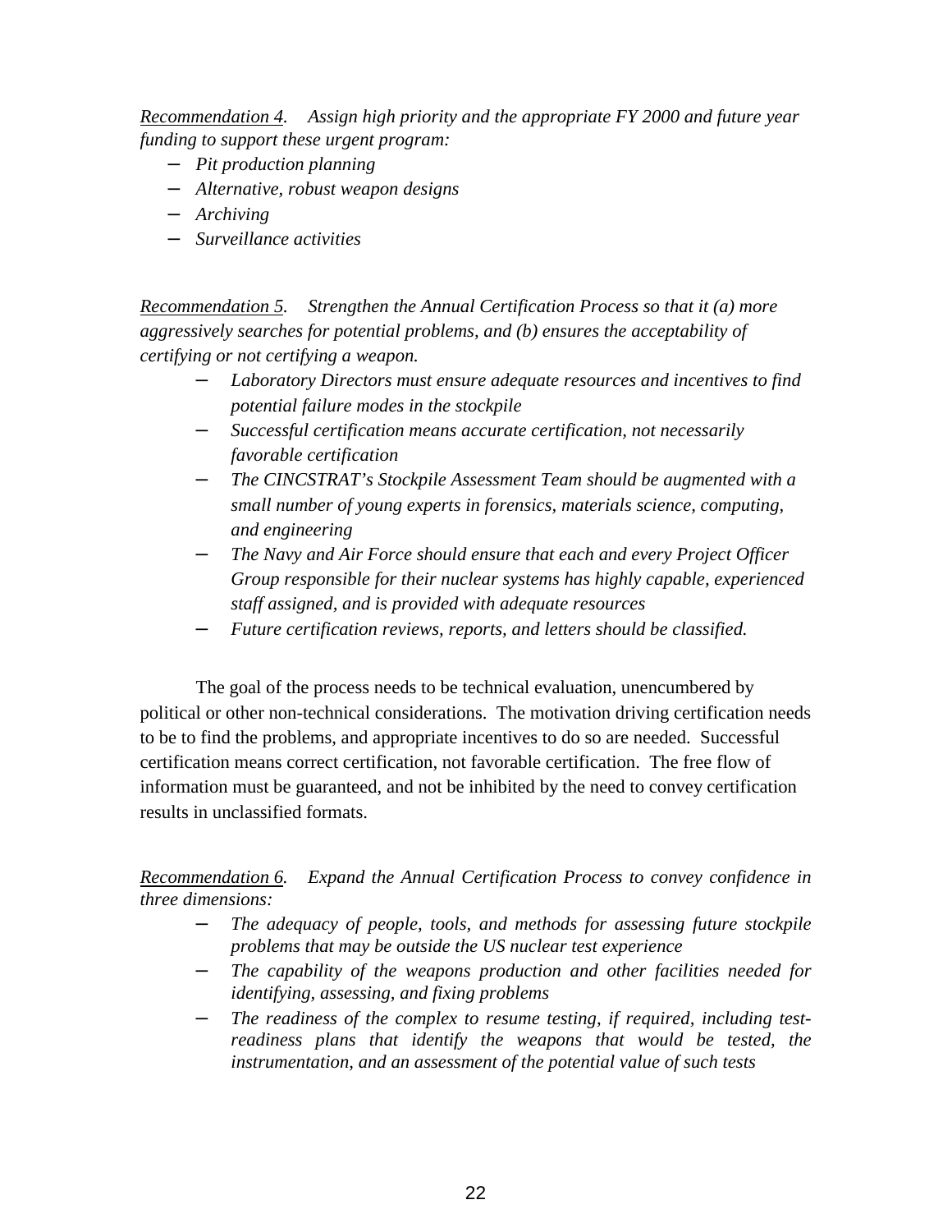*Recommendation 4.* *Assign high priority and the appropriate FY 2000 and future year funding to support these urgent program:*

- *Pit production planning*
- *Alternative, robust weapon designs*
- *Archiving*
- *Surveillance activities*

*Recommendation 5.* *Strengthen the Annual Certification Process so that it (a) more aggressively searches for potential problems, and (b) ensures the acceptability of certifying or not certifying a weapon.*

- *Laboratory Directors must ensure adequate resources and incentives to find potential failure modes in the stockpile*
- *Successful certification means accurate certification, not necessarily favorable certification*
- *The CINCSTRAT's Stockpile Assessment Team should be augmented with a small number of young experts in forensics, materials science, computing, and engineering*
- *The Navy and Air Force should ensure that each and every Project Officer Group responsible for their nuclear systems has highly capable, experienced staff assigned, and is provided with adequate resources*
- *Future certification reviews, reports, and letters should be classified.*

The goal of the process needs to be technical evaluation, unencumbered by political or other non-technical considerations. The motivation driving certification needs to be to find the problems, and appropriate incentives to do so are needed. Successful certification means correct certification, not favorable certification. The free flow of information must be guaranteed, and not be inhibited by the need to convey certification results in unclassified formats.

*Recommendation 6.* *Expand the Annual Certification Process to convey confidence in three dimensions:*

- *The adequacy of people, tools, and methods for assessing future stockpile problems that may be outside the US nuclear test experience*
- *The capability of the weapons production and other facilities needed for identifying, assessing, and fixing problems*
- *The readiness of the complex to resume testing, if required, including test-readiness plans that identify the weapons that would be tested, the instrumentation, and an assessment of the potential value of such tests*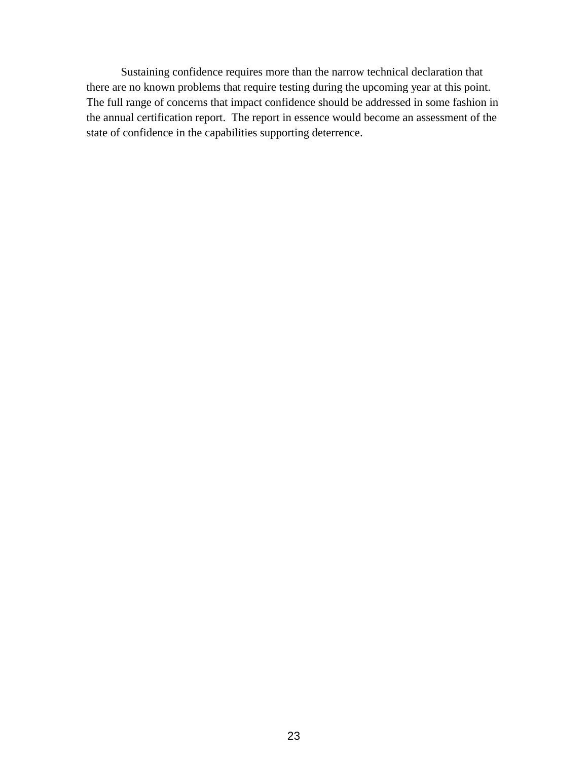Sustaining confidence requires more than the narrow technical declaration that there are no known problems that require testing during the upcoming year at this point. The full range of concerns that impact confidence should be addressed in some fashion in the annual certification report. The report in essence would become an assessment of the state of confidence in the capabilities supporting deterrence.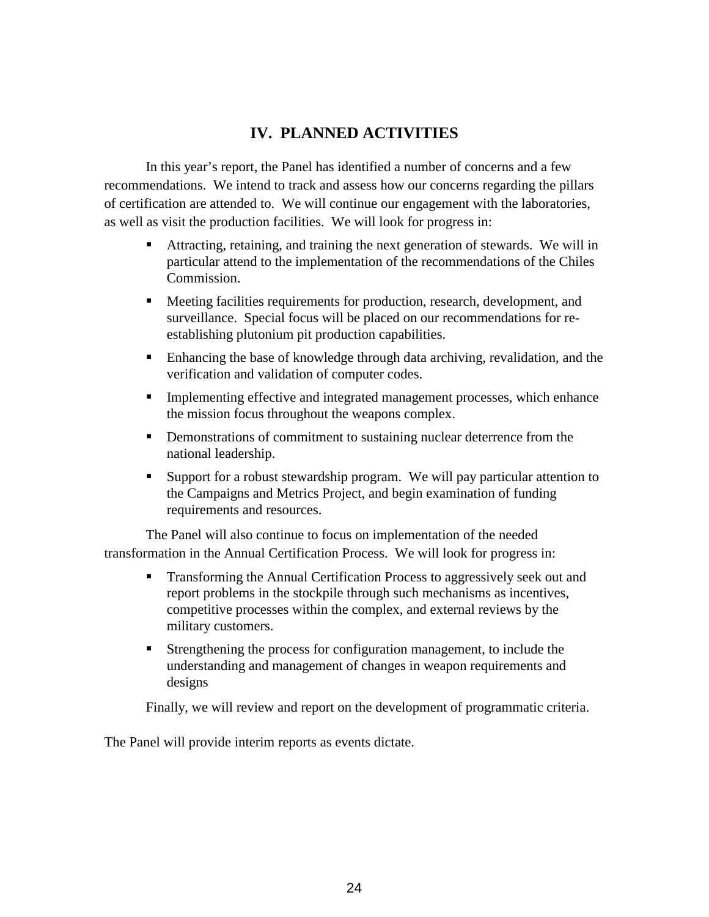# IV. PLANNED ACTIVITIES

In this year's report, the Panel has identified a number of concerns and a few recommendations. We intend to track and assess how our concerns regarding the pillars of certification are attended to. We will continue our engagement with the laboratories, as well as visit the production facilities. We will look for progress in:

- Attracting, retaining, and training the next generation of stewards. We will in particular attend to the implementation of the recommendations of the Chiles Commission.
- Meeting facilities requirements for production, research, development, and surveillance. Special focus will be placed on our recommendations for re-establishing plutonium pit production capabilities.
- Enhancing the base of knowledge through data archiving, revalidation, and the verification and validation of computer codes.
- Implementing effective and integrated management processes, which enhance the mission focus throughout the weapons complex.
- Demonstrations of commitment to sustaining nuclear deterrence from the national leadership.
- Support for a robust stewardship program. We will pay particular attention to the Campaigns and Metrics Project, and begin examination of funding requirements and resources.

The Panel will also continue to focus on implementation of the needed transformation in the Annual Certification Process. We will look for progress in:

- Transforming the Annual Certification Process to aggressively seek out and report problems in the stockpile through such mechanisms as incentives, competitive processes within the complex, and external reviews by the military customers.
- Strengthening the process for configuration management, to include the understanding and management of changes in weapon requirements and designs

Finally, we will review and report on the development of programmatic criteria.

The Panel will provide interim reports as events dictate.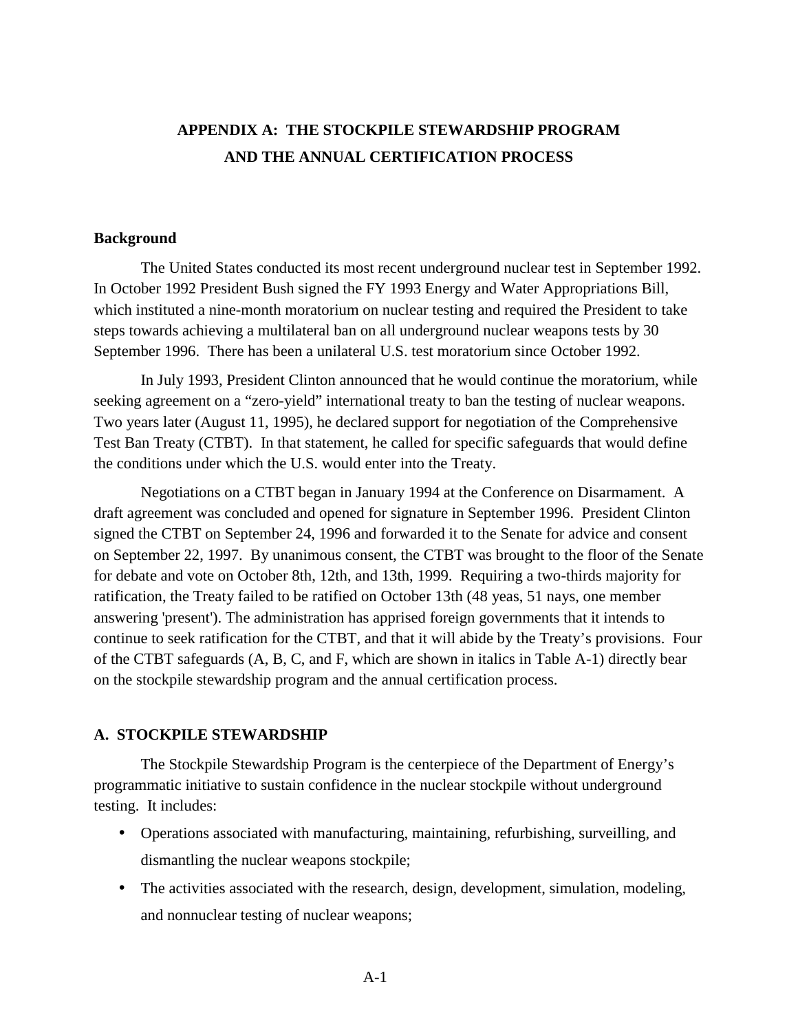# APPENDIX A: THE STOCKPILE STEWARDSHIP PROGRAM AND THE ANNUAL CERTIFICATION PROCESS

### Background

The United States conducted its most recent underground nuclear test in September 1992. In October 1992 President Bush signed the FY 1993 Energy and Water Appropriations Bill, which instituted a nine-month moratorium on nuclear testing and required the President to take steps towards achieving a multilateral ban on all underground nuclear weapons tests by 30 September 1996. There has been a unilateral U.S. test moratorium since October 1992.

In July 1993, President Clinton announced that he would continue the moratorium, while seeking agreement on a "zero-yield" international treaty to ban the testing of nuclear weapons. Two years later (August 11, 1995), he declared support for negotiation of the Comprehensive Test Ban Treaty (CTBT). In that statement, he called for specific safeguards that would define the conditions under which the U.S. would enter into the Treaty.

Negotiations on a CTBT began in January 1994 at the Conference on Disarmament. A draft agreement was concluded and opened for signature in September 1996. President Clinton signed the CTBT on September 24, 1996 and forwarded it to the Senate for advice and consent on September 22, 1997. By unanimous consent, the CTBT was brought to the floor of the Senate for debate and vote on October 8th, 12th, and 13th, 1999. Requiring a two-thirds majority for ratification, the Treaty failed to be ratified on October 13th (48 yeas, 51 nays, one member answering 'present'). The administration has apprised foreign governments that it intends to continue to seek ratification for the CTBT, and that it will abide by the Treaty's provisions. Four of the CTBT safeguards (A, B, C, and F, which are shown in italics in Table A-1) directly bear on the stockpile stewardship program and the annual certification process.

## A. STOCKPILE STEWARDSHIP

The Stockpile Stewardship Program is the centerpiece of the Department of Energy's programmatic initiative to sustain confidence in the nuclear stockpile without underground testing. It includes:

- Operations associated with manufacturing, maintaining, refurbishing, surveilling, and dismantling the nuclear weapons stockpile;
- The activities associated with the research, design, development, simulation, modeling, and nonnuclear testing of nuclear weapons;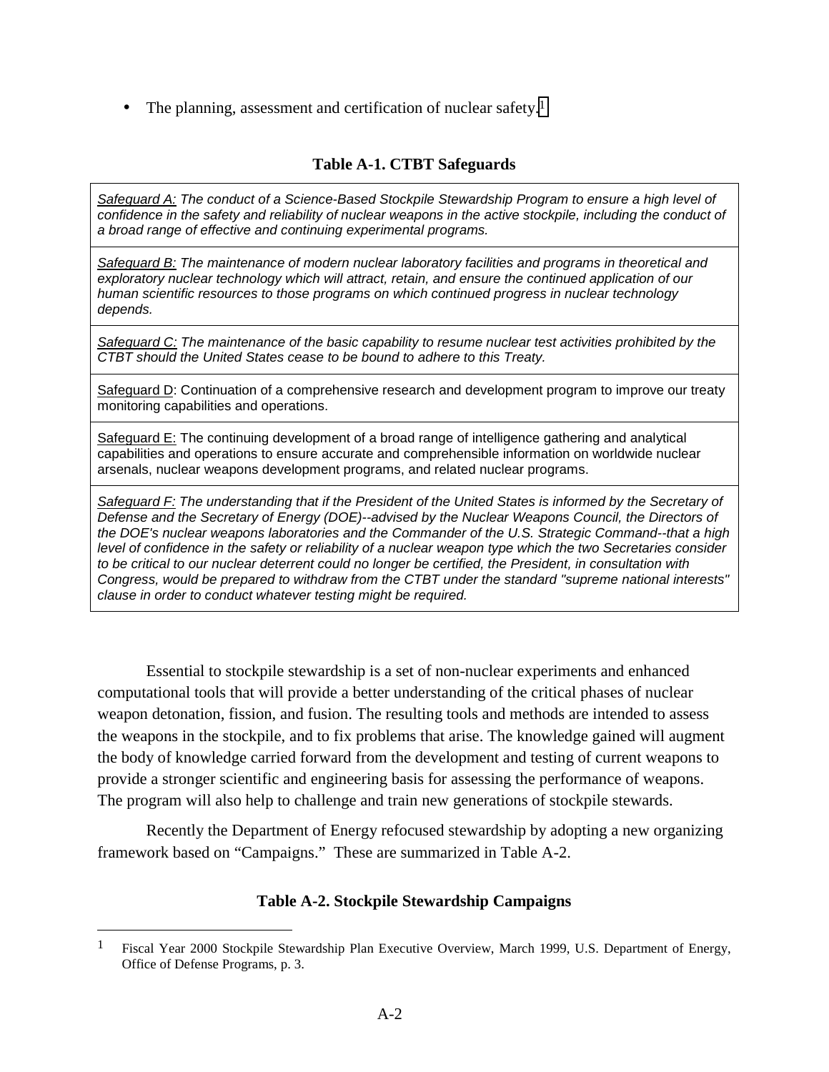- The planning, assessment and certification of nuclear safety.[1]

**Table A-1. CTBT Safeguards**

| |
|---|
| *Safeguard A: The conduct of a Science-Based Stockpile Stewardship Program to ensure a high level of confidence in the safety and reliability of nuclear weapons in the active stockpile, including the conduct of a broad range of effective and continuing experimental programs.* |
| *Safeguard B: The maintenance of modern nuclear laboratory facilities and programs in theoretical and exploratory nuclear technology which will attract, retain, and ensure the continued application of our human scientific resources to those programs on which continued progress in nuclear technology depends.* |
| *Safeguard C: The maintenance of the basic capability to resume nuclear test activities prohibited by the CTBT should the United States cease to be bound to adhere to this Treaty.* |
| Safeguard D: Continuation of a comprehensive research and development program to improve our treaty monitoring capabilities and operations. |
| Safeguard E: The continuing development of a broad range of intelligence gathering and analytical capabilities and operations to ensure accurate and comprehensible information on worldwide nuclear arsenals, nuclear weapons development programs, and related nuclear programs. |
| *Safeguard F: The understanding that if the President of the United States is informed by the Secretary of Defense and the Secretary of Energy (DOE)--advised by the Nuclear Weapons Council, the Directors of the DOE's nuclear weapons laboratories and the Commander of the U.S. Strategic Command--that a high level of confidence in the safety or reliability of a nuclear weapon type which the two Secretaries consider to be critical to our nuclear deterrent could no longer be certified, the President, in consultation with Congress, would be prepared to withdraw from the CTBT under the standard "supreme national interests" clause in order to conduct whatever testing might be required.* |

Essential to stockpile stewardship is a set of non-nuclear experiments and enhanced computational tools that will provide a better understanding of the critical phases of nuclear weapon detonation, fission, and fusion. The resulting tools and methods are intended to assess the weapons in the stockpile, and to fix problems that arise. The knowledge gained will augment the body of knowledge carried forward from the development and testing of current weapons to provide a stronger scientific and engineering basis for assessing the performance of weapons. The program will also help to challenge and train new generations of stockpile stewards.

Recently the Department of Energy refocused stewardship by adopting a new organizing framework based on "Campaigns." These are summarized in Table A-2.

**Table A-2. Stockpile Stewardship Campaigns**

[1] Fiscal Year 2000 Stockpile Stewardship Plan Executive Overview, March 1999, U.S. Department of Energy, Office of Defense Programs, p. 3.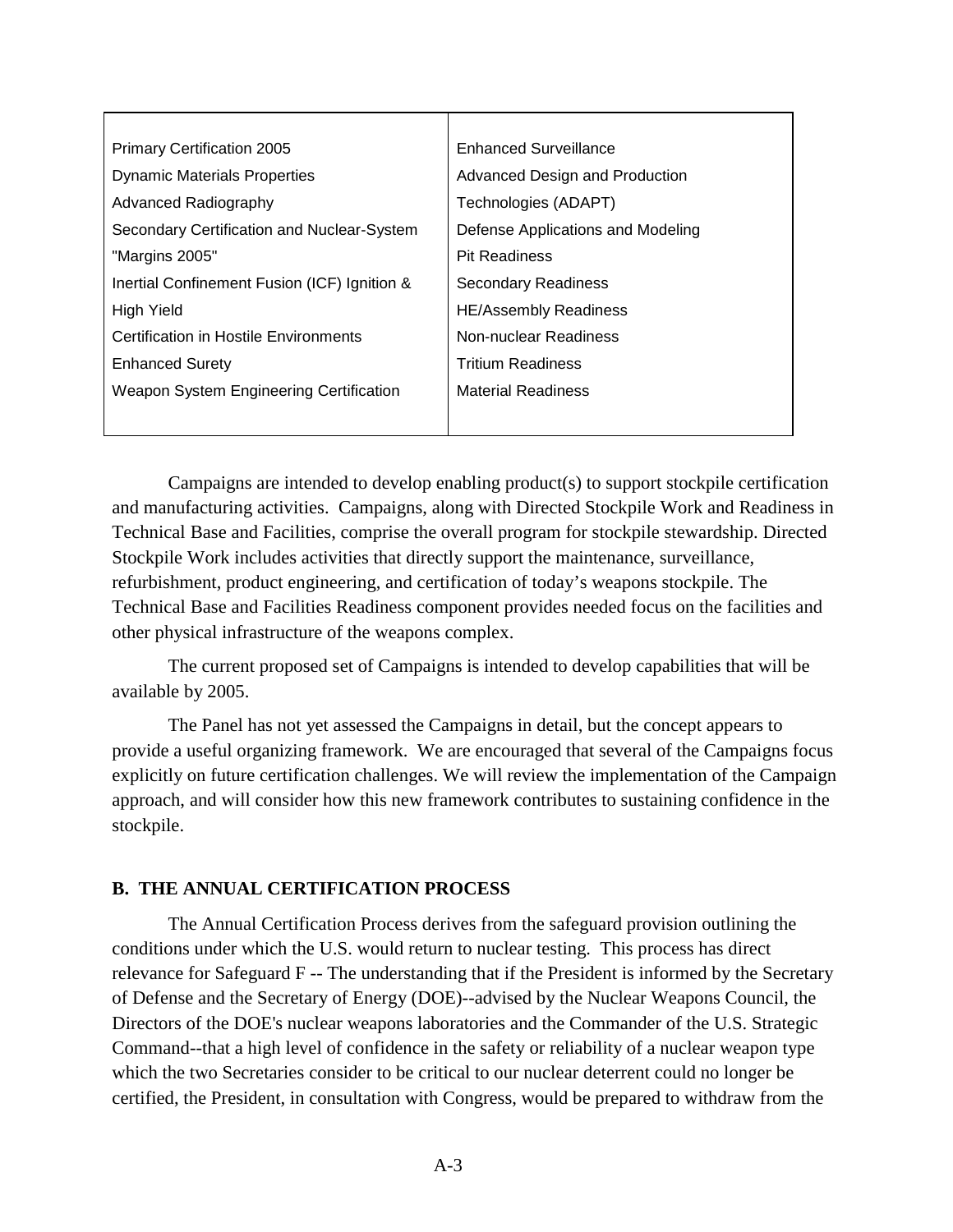| | |
|---|---|
| Primary Certification 2005 | Enhanced Surveillance |
| Dynamic Materials Properties | Advanced Design and Production Technologies (ADAPT) |
| Advanced Radiography | Defense Applications and Modeling |
| Secondary Certification and Nuclear-System "Margins 2005" | Pit Readiness |
| Inertial Confinement Fusion (ICF) Ignition & High Yield | Secondary Readiness |
| Certification in Hostile Environments | HE/Assembly Readiness |
| Enhanced Surety | Non-nuclear Readiness |
| Weapon System Engineering Certification | Tritium Readiness |
| | Material Readiness |

Campaigns are intended to develop enabling product(s) to support stockpile certification and manufacturing activities. Campaigns, along with Directed Stockpile Work and Readiness in Technical Base and Facilities, comprise the overall program for stockpile stewardship. Directed Stockpile Work includes activities that directly support the maintenance, surveillance, refurbishment, product engineering, and certification of today's weapons stockpile. The Technical Base and Facilities Readiness component provides needed focus on the facilities and other physical infrastructure of the weapons complex.

The current proposed set of Campaigns is intended to develop capabilities that will be available by 2005.

The Panel has not yet assessed the Campaigns in detail, but the concept appears to provide a useful organizing framework. We are encouraged that several of the Campaigns focus explicitly on future certification challenges. We will review the implementation of the Campaign approach, and will consider how this new framework contributes to sustaining confidence in the stockpile.

## B. THE ANNUAL CERTIFICATION PROCESS

The Annual Certification Process derives from the safeguard provision outlining the conditions under which the U.S. would return to nuclear testing. This process has direct relevance for Safeguard F -- The understanding that if the President is informed by the Secretary of Defense and the Secretary of Energy (DOE)--advised by the Nuclear Weapons Council, the Directors of the DOE's nuclear weapons laboratories and the Commander of the U.S. Strategic Command--that a high level of confidence in the safety or reliability of a nuclear weapon type which the two Secretaries consider to be critical to our nuclear deterrent could no longer be certified, the President, in consultation with Congress, would be prepared to withdraw from the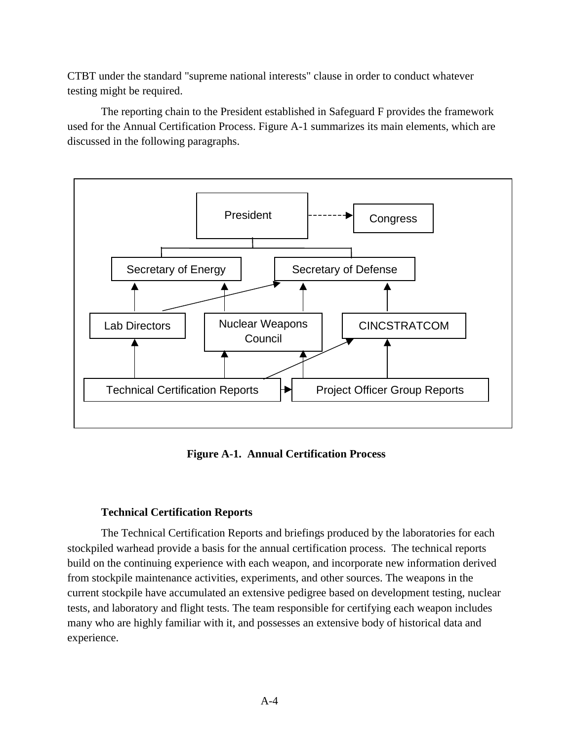CTBT under the standard "supreme national interests" clause in order to conduct whatever testing might be required.

The reporting chain to the President established in Safeguard F provides the framework used for the Annual Certification Process. Figure A-1 summarizes its main elements, which are discussed in the following paragraphs.

President

Congress

Secretary of Energy

Secretary of Defense

Lab Directors

Nuclear Weapons Council

CINCSTRATCOM

Technical Certification Reports

Project Officer Group Reports

**Figure A-1. Annual Certification Process**

**Technical Certification Reports**

The Technical Certification Reports and briefings produced by the laboratories for each stockpiled warhead provide a basis for the annual certification process. The technical reports build on the continuing experience with each weapon, and incorporate new information derived from stockpile maintenance activities, experiments, and other sources. The weapons in the current stockpile have accumulated an extensive pedigree based on development testing, nuclear tests, and laboratory and flight tests. The team responsible for certifying each weapon includes many who are highly familiar with it, and possesses an extensive body of historical data and experience.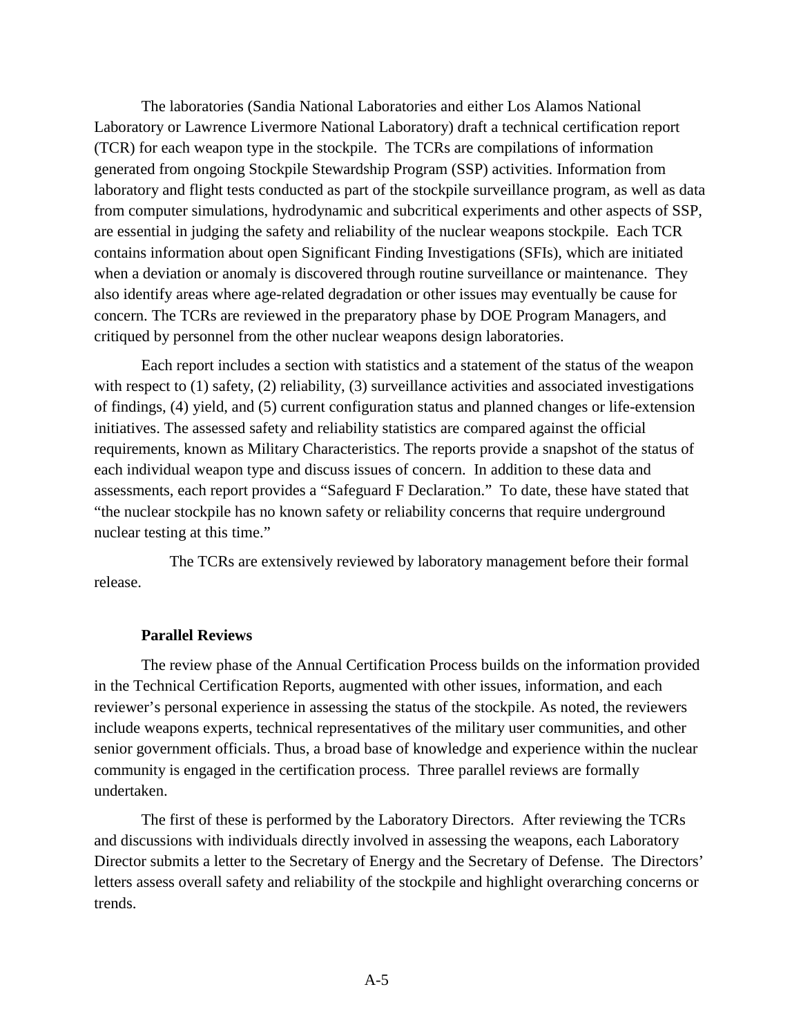The laboratories (Sandia National Laboratories and either Los Alamos National Laboratory or Lawrence Livermore National Laboratory) draft a technical certification report (TCR) for each weapon type in the stockpile. The TCRs are compilations of information generated from ongoing Stockpile Stewardship Program (SSP) activities. Information from laboratory and flight tests conducted as part of the stockpile surveillance program, as well as data from computer simulations, hydrodynamic and subcritical experiments and other aspects of SSP, are essential in judging the safety and reliability of the nuclear weapons stockpile. Each TCR contains information about open Significant Finding Investigations (SFIs), which are initiated when a deviation or anomaly is discovered through routine surveillance or maintenance. They also identify areas where age-related degradation or other issues may eventually be cause for concern. The TCRs are reviewed in the preparatory phase by DOE Program Managers, and critiqued by personnel from the other nuclear weapons design laboratories.

Each report includes a section with statistics and a statement of the status of the weapon with respect to (1) safety, (2) reliability, (3) surveillance activities and associated investigations of findings, (4) yield, and (5) current configuration status and planned changes or life-extension initiatives. The assessed safety and reliability statistics are compared against the official requirements, known as Military Characteristics. The reports provide a snapshot of the status of each individual weapon type and discuss issues of concern. In addition to these data and assessments, each report provides a "Safeguard F Declaration." To date, these have stated that "the nuclear stockpile has no known safety or reliability concerns that require underground nuclear testing at this time."

The TCRs are extensively reviewed by laboratory management before their formal release.

**Parallel Reviews**

The review phase of the Annual Certification Process builds on the information provided in the Technical Certification Reports, augmented with other issues, information, and each reviewer's personal experience in assessing the status of the stockpile. As noted, the reviewers include weapons experts, technical representatives of the military user communities, and other senior government officials. Thus, a broad base of knowledge and experience within the nuclear community is engaged in the certification process. Three parallel reviews are formally undertaken.

The first of these is performed by the Laboratory Directors. After reviewing the TCRs and discussions with individuals directly involved in assessing the weapons, each Laboratory Director submits a letter to the Secretary of Energy and the Secretary of Defense. The Directors' letters assess overall safety and reliability of the stockpile and highlight overarching concerns or trends.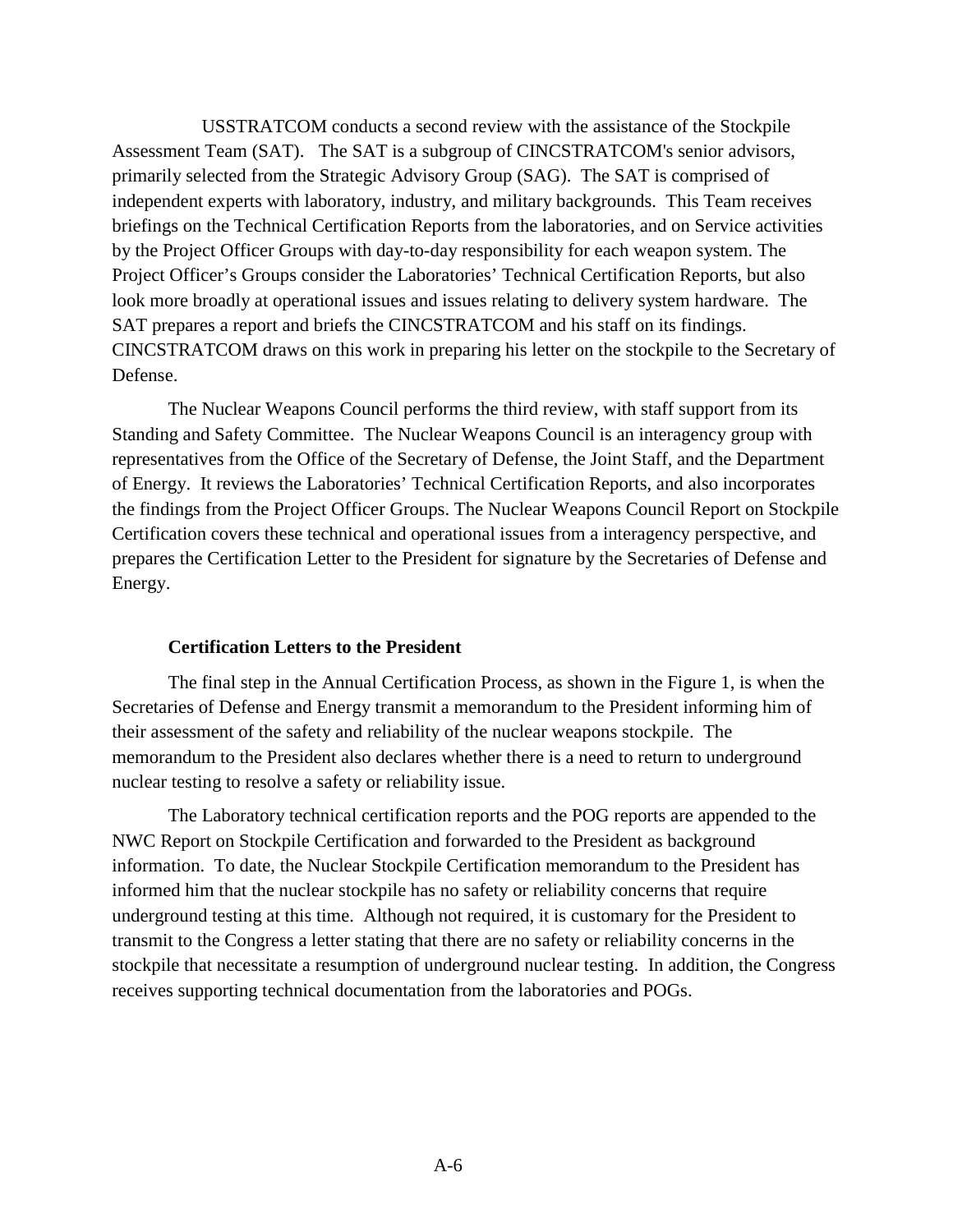USSTRATCOM conducts a second review with the assistance of the Stockpile Assessment Team (SAT). The SAT is a subgroup of CINCSTRATCOM's senior advisors, primarily selected from the Strategic Advisory Group (SAG). The SAT is comprised of independent experts with laboratory, industry, and military backgrounds. This Team receives briefings on the Technical Certification Reports from the laboratories, and on Service activities by the Project Officer Groups with day-to-day responsibility for each weapon system. The Project Officer's Groups consider the Laboratories' Technical Certification Reports, but also look more broadly at operational issues and issues relating to delivery system hardware. The SAT prepares a report and briefs the CINCSTRATCOM and his staff on its findings. CINCSTRATCOM draws on this work in preparing his letter on the stockpile to the Secretary of Defense.

The Nuclear Weapons Council performs the third review, with staff support from its Standing and Safety Committee. The Nuclear Weapons Council is an interagency group with representatives from the Office of the Secretary of Defense, the Joint Staff, and the Department of Energy. It reviews the Laboratories' Technical Certification Reports, and also incorporates the findings from the Project Officer Groups. The Nuclear Weapons Council Report on Stockpile Certification covers these technical and operational issues from a interagency perspective, and prepares the Certification Letter to the President for signature by the Secretaries of Defense and Energy.

**Certification Letters to the President**

The final step in the Annual Certification Process, as shown in the Figure 1, is when the Secretaries of Defense and Energy transmit a memorandum to the President informing him of their assessment of the safety and reliability of the nuclear weapons stockpile. The memorandum to the President also declares whether there is a need to return to underground nuclear testing to resolve a safety or reliability issue.

The Laboratory technical certification reports and the POG reports are appended to the NWC Report on Stockpile Certification and forwarded to the President as background information. To date, the Nuclear Stockpile Certification memorandum to the President has informed him that the nuclear stockpile has no safety or reliability concerns that require underground testing at this time. Although not required, it is customary for the President to transmit to the Congress a letter stating that there are no safety or reliability concerns in the stockpile that necessitate a resumption of underground nuclear testing. In addition, the Congress receives supporting technical documentation from the laboratories and POGs.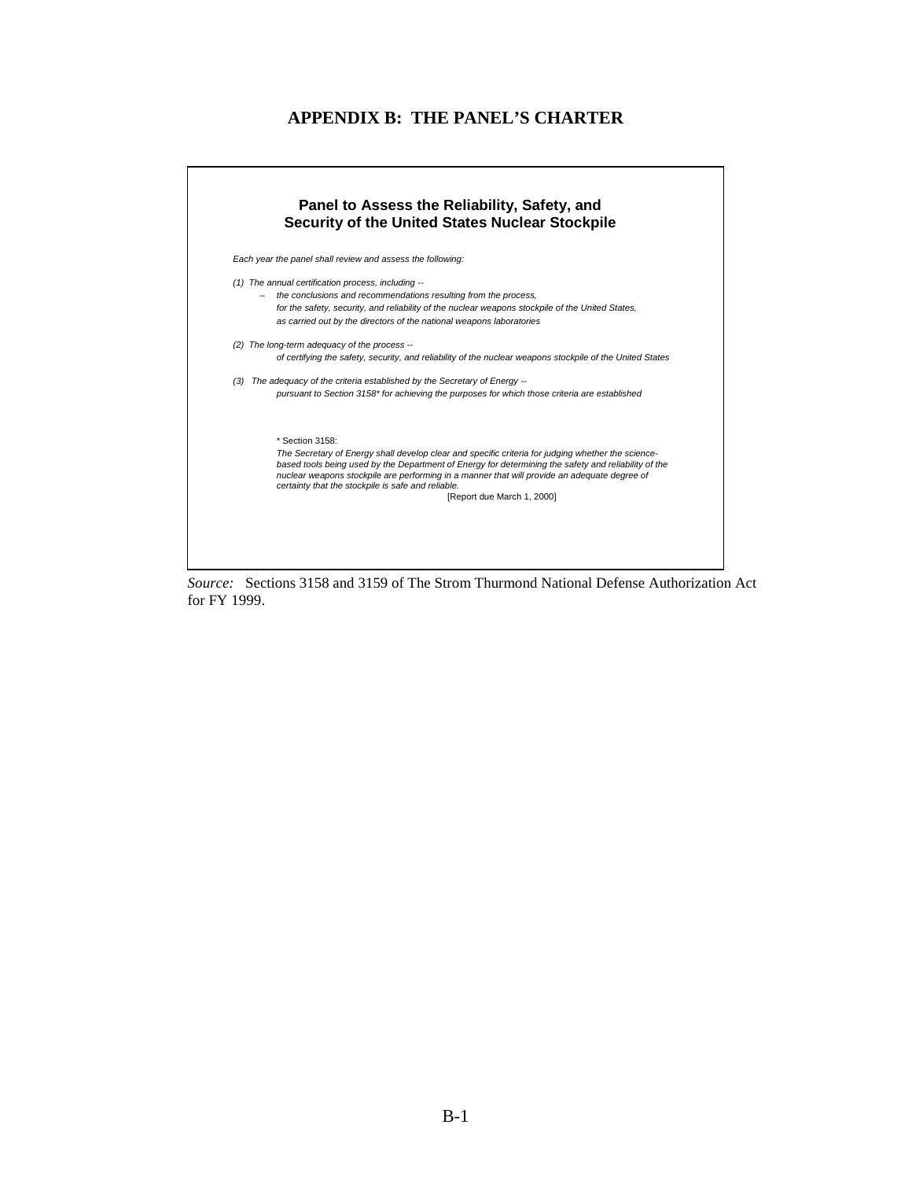# APPENDIX B: THE PANEL'S CHARTER

**Panel to Assess the Reliability, Safety, and Security of the United States Nuclear Stockpile**

*Each year the panel shall review and assess the following:*

*(1) The annual certification process, including --*

- *the conclusions and recommendations resulting from the process, for the safety, security, and reliability of the nuclear weapons stockpile of the United States, as carried out by the directors of the national weapons laboratories*

*(2) The long-term adequacy of the process --*
*of certifying the safety, security, and reliability of the nuclear weapons stockpile of the United States*

*(3) The adequacy of the criteria established by the Secretary of Energy --*
*pursuant to Section 3158\* for achieving the purposes for which those criteria are established*

\* Section 3158:
*The Secretary of Energy shall develop clear and specific criteria for judging whether the science-based tools being used by the Department of Energy for determining the safety and reliability of the nuclear weapons stockpile are performing in a manner that will provide an adequate degree of certainty that the stockpile is safe and reliable.*
[Report due March 1, 2000]

*Source:* Sections 3158 and 3159 of The Strom Thurmond National Defense Authorization Act for FY 1999.